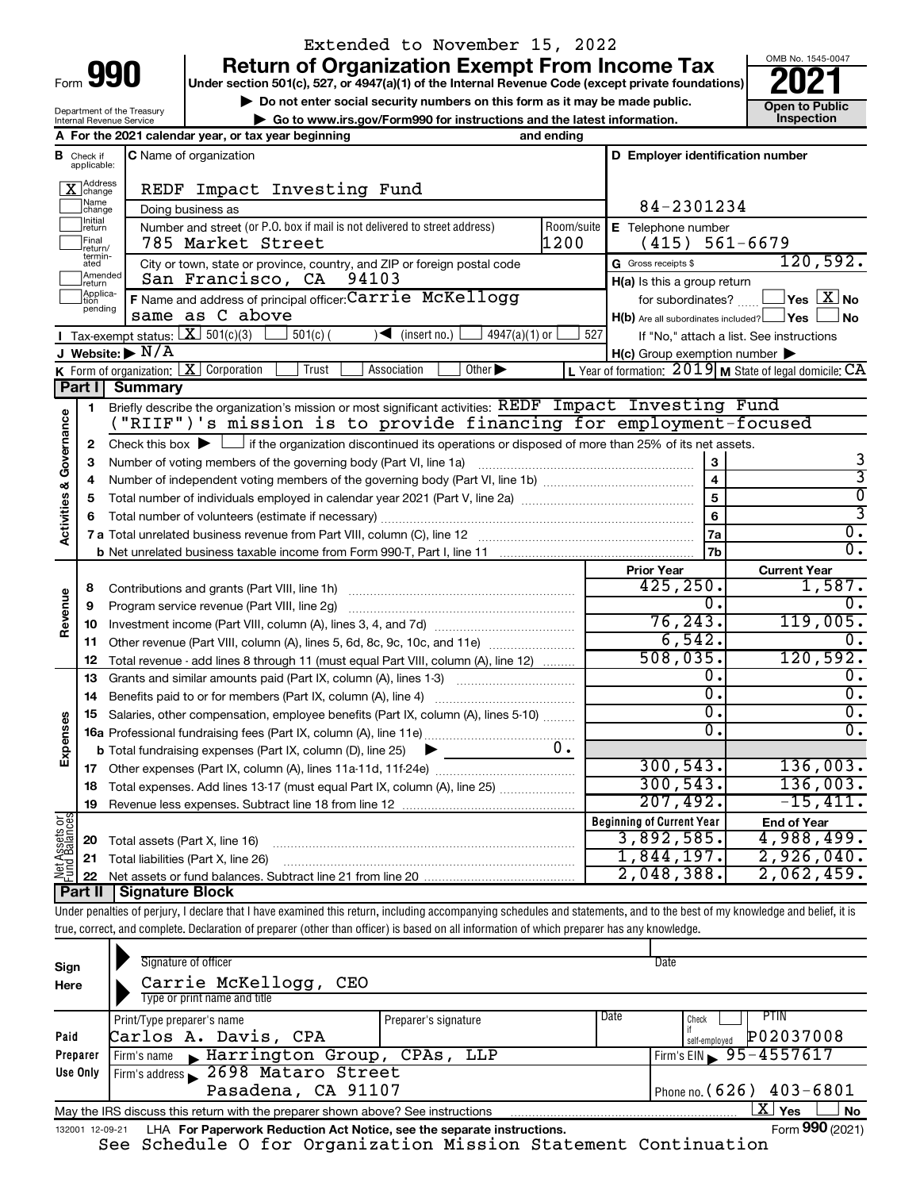Extended to November 15, 2022

Form **990**

# Return of Organization Exempt From Income Tax

**Under section 501(c), 527, or 4947(a)(1) of the Internal Revenue Code (except private foundations)**

▶ Do not enter social security numbers on this form as it may be made public.

▶ Go to www.irs.gov/Form990 for instructions and the latest information.

OMB No. 1545-0047

**2021**

**Open to Public Inspection**

Department of the Treasury
Internal Revenue Service

**A** For the 2021 calendar year, or tax year beginning and ending

**B** Check if applicable: [X] Address change; [ ] Name change; [ ] Initial return; [ ] Final return/terminated; [ ] Amended return; [ ] Application pending

**C** Name of organization: REDF Impact Investing Fund

Doing business as

Number and street (or P.O. box if mail is not delivered to street address): 785 Market Street — Room/suite: 1200

City or town, state or province, country, and ZIP or foreign postal code: San Francisco, CA 94103

**F** Name and address of principal officer: Carrie McKellogg, same as C above

**D** Employer identification number: 84-2301234

**E** Telephone number: (415) 561-6679

**G** Gross receipts $ 120,592.

**H(a)** Is this a group return for subordinates? [ ] Yes [X] No

**H(b)** Are all subordinates included? [ ] Yes [ ] No — If "No," attach a list. See instructions

**H(c)** Group exemption number ▶

**I** Tax-exempt status: [X] 501(c)(3) [ ] 501(c) ( ) ◀ (insert no.) [ ] 4947(a)(1) or [ ] 527

**J** Website: ▶ N/A

**K** Form of organization: [X] Corporation [ ] Trust [ ] Association [ ] Other ▶

**L** Year of formation: 2019 **M** State of legal domicile: CA

## Part I Summary

**Activities & Governance**

1. Briefly describe the organization's mission or most significant activities: REDF Impact Investing Fund ("RIIF")'s mission is to provide financing for employment-focused
2. Check this box ▶ [ ] if the organization discontinued its operations or disposed of more than 25% of its net assets.

| | | | |
|---|---|---|---|
| 3 | Number of voting members of the governing body (Part VI, line 1a) | 3 | 3 |
| 4 | Number of independent voting members of the governing body (Part VI, line 1b) | 4 | 3 |
| 5 | Total number of individuals employed in calendar year 2021 (Part V, line 2a) | 5 | 0 |
| 6 | Total number of volunteers (estimate if necessary) | 6 | 3 |
| 7a | Total unrelated business revenue from Part VIII, column (C), line 12 | 7a | 0. |
| b | Net unrelated business taxable income from Form 990-T, Part I, line 11 | 7b | 0. |

| | | | Prior Year | Current Year |
|---|---|---|---|---|
| **Revenue** | 8 | Contributions and grants (Part VIII, line 1h) | 425,250. | 1,587. |
| | 9 | Program service revenue (Part VIII, line 2g) | 0. | 0. |
| | 10 | Investment income (Part VIII, column (A), lines 3, 4, and 7d) | 76,243. | 119,005. |
| | 11 | Other revenue (Part VIII, column (A), lines 5, 6d, 8c, 9c, 10c, and 11e) | 6,542. | 0. |
| | 12 | Total revenue - add lines 8 through 11 (must equal Part VIII, column (A), line 12) | 508,035. | 120,592. |
| **Expenses** | 13 | Grants and similar amounts paid (Part IX, column (A), lines 1-3) | 0. | 0. |
| | 14 | Benefits paid to or for members (Part IX, column (A), line 4) | 0. | 0. |
| | 15 | Salaries, other compensation, employee benefits (Part IX, column (A), lines 5-10) | 0. | 0. |
| | 16a | Professional fundraising fees (Part IX, column (A), line 11e) | 0. | 0. |
| | b | Total fundraising expenses (Part IX, column (D), line 25) ▶ 0. | | |
| | 17 | Other expenses (Part IX, column (A), lines 11a-11d, 11f-24e) | 300,543. | 136,003. |
| | 18 | Total expenses. Add lines 13-17 (must equal Part IX, column (A), line 25) | 300,543. | 136,003. |
| | 19 | Revenue less expenses. Subtract line 18 from line 12 | 207,492. | -15,411. |
| | | | **Beginning of Current Year** | **End of Year** |
| **Net Assets or Fund Balances** | 20 | Total assets (Part X, line 16) | 3,892,585. | 4,988,499. |
| | 21 | Total liabilities (Part X, line 26) | 1,844,197. | 2,926,040. |
| | 22 | Net assets or fund balances. Subtract line 21 from line 20 | 2,048,388. | 2,062,459. |

## Part II Signature Block

Under penalties of perjury, I declare that I have examined this return, including accompanying schedules and statements, and to the best of my knowledge and belief, it is true, correct, and complete. Declaration of preparer (other than officer) is based on all information of which preparer has any knowledge.

**Sign Here**

Signature of officer — Date

Carrie McKellogg, CEO
Type or print name and title

**Paid Preparer Use Only**

| Print/Type preparer's name | Preparer's signature | Date | Check if self-employed | PTIN |
|---|---|---|---|---|
| Carlos A. Davis, CPA | | | [ ] | P02037008 |

Firm's name ▶ Harrington Group, CPAs, LLP — Firm's EIN ▶ 95-4557617

Firm's address ▶ 2698 Mataro Street, Pasadena, CA 91107 — Phone no. (626) 403-6801

May the IRS discuss this return with the preparer shown above? See instructions [X] Yes [ ] No

132001 12-09-21 LHA For Paperwork Reduction Act Notice, see the separate instructions. Form **990** (2021)

See Schedule O for Organization Mission Statement Continuation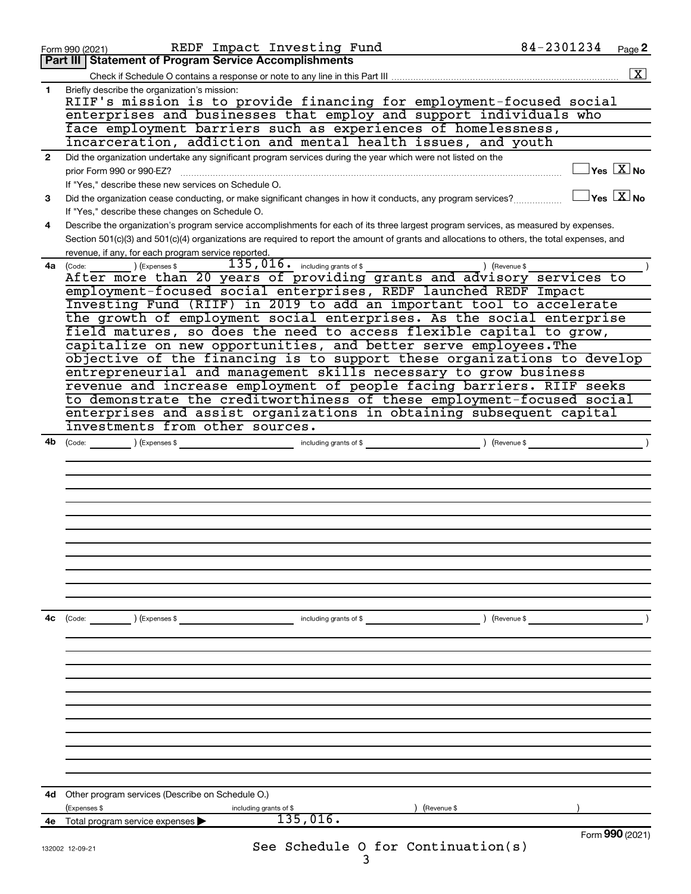Form 990 (2021) REDF Impact Investing Fund 84-2301234 Page **2**

## Part III | Statement of Program Service Accomplishments

Check if Schedule O contains a response or note to any line in this Part III .......... [X]

**1** Briefly describe the organization's mission:

RIIF's mission is to provide financing for employment-focused social enterprises and businesses that employ and support individuals who face employment barriers such as experiences of homelessness, incarceration, addiction and mental health issues, and youth

**2** Did the organization undertake any significant program services during the year which were not listed on the prior Form 990 or 990-EZ? .......... [ ] Yes [X] No

If "Yes," describe these new services on Schedule O.

**3** Did the organization cease conducting, or make significant changes in how it conducts, any program services? .......... [ ] Yes [X] No

If "Yes," describe these changes on Schedule O.

**4** Describe the organization's program service accomplishments for each of its three largest program services, as measured by expenses. Section 501(c)(3) and 501(c)(4) organizations are required to report the amount of grants and allocations to others, the total expenses, and revenue, if any, for each program service reported.

**4a** (Code: ) (Expenses $ 135,016. including grants of $ ) (Revenue $ )

After more than 20 years of providing grants and advisory services to employment-focused social enterprises, REDF launched REDF Impact Investing Fund (RIIF) in 2019 to add an important tool to accelerate the growth of employment social enterprises. As the social enterprise field matures, so does the need to access flexible capital to grow, capitalize on new opportunities, and better serve employees.The objective of the financing is to support these organizations to develop entrepreneurial and management skills necessary to grow business revenue and increase employment of people facing barriers. RIIF seeks to demonstrate the creditworthiness of these employment-focused social enterprises and assist organizations in obtaining subsequent capital investments from other sources.

**4b** (Code: ) (Expenses $ including grants of $ ) (Revenue $ )

**4c** (Code: ) (Expenses $ including grants of $ ) (Revenue $ )

**4d** Other program services (Describe on Schedule O.)

(Expenses $ including grants of $ ) (Revenue $ )

**4e** Total program service expenses ▶ 135,016.

Form **990** (2021)

132002 12-09-21

See Schedule O for Continuation(s)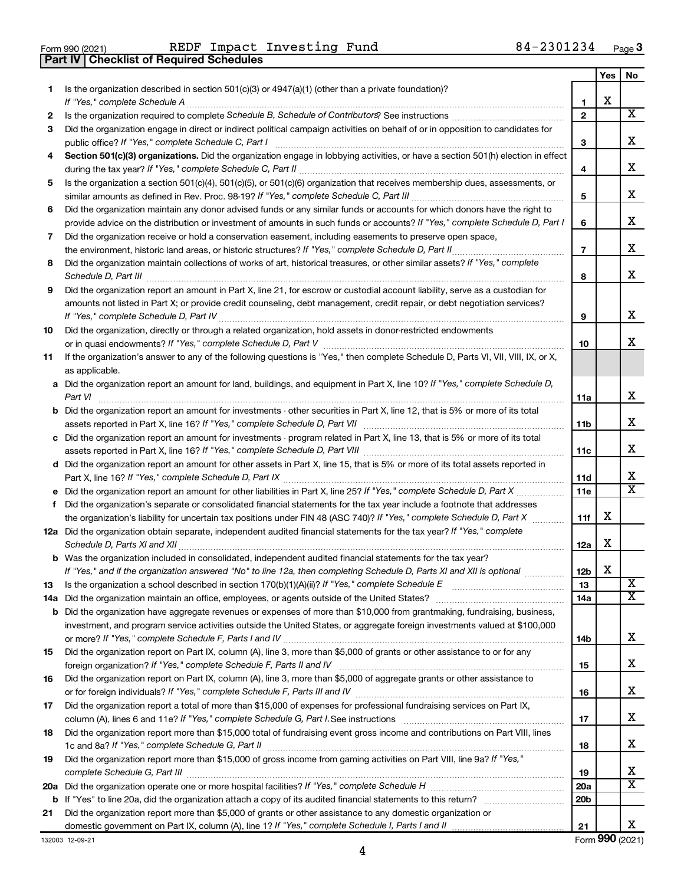Form 990 (2021) REDF Impact Investing Fund 84-2301234 Page 3

## Part IV | Checklist of Required Schedules

| | | | Yes | No |
|---|---|---|---|---|
| 1 | Is the organization described in section 501(c)(3) or 4947(a)(1) (other than a private foundation)? *If "Yes," complete Schedule A* | 1 | X | |
| 2 | Is the organization required to complete *Schedule B, Schedule of Contributors*? See instructions | 2 | | X |
| 3 | Did the organization engage in direct or indirect political campaign activities on behalf of or in opposition to candidates for public office? *If "Yes," complete Schedule C, Part I* | 3 | | X |
| 4 | **Section 501(c)(3) organizations.** Did the organization engage in lobbying activities, or have a section 501(h) election in effect during the tax year? *If "Yes," complete Schedule C, Part II* | 4 | | X |
| 5 | Is the organization a section 501(c)(4), 501(c)(5), or 501(c)(6) organization that receives membership dues, assessments, or similar amounts as defined in Rev. Proc. 98-19? *If "Yes," complete Schedule C, Part III* | 5 | | X |
| 6 | Did the organization maintain any donor advised funds or any similar funds or accounts for which donors have the right to provide advice on the distribution or investment of amounts in such funds or accounts? *If "Yes," complete Schedule D, Part I* | 6 | | X |
| 7 | Did the organization receive or hold a conservation easement, including easements to preserve open space, the environment, historic land areas, or historic structures? *If "Yes," complete Schedule D, Part II* | 7 | | X |
| 8 | Did the organization maintain collections of works of art, historical treasures, or other similar assets? *If "Yes," complete Schedule D, Part III* | 8 | | X |
| 9 | Did the organization report an amount in Part X, line 21, for escrow or custodial account liability, serve as a custodian for amounts not listed in Part X; or provide credit counseling, debt management, credit repair, or debt negotiation services? *If "Yes," complete Schedule D, Part IV* | 9 | | X |
| 10 | Did the organization, directly or through a related organization, hold assets in donor-restricted endowments or in quasi endowments? *If "Yes," complete Schedule D, Part V* | 10 | | X |
| 11 | If the organization's answer to any of the following questions is "Yes," then complete Schedule D, Parts VI, VII, VIII, IX, or X, as applicable. | | | |
| a | Did the organization report an amount for land, buildings, and equipment in Part X, line 10? *If "Yes," complete Schedule D, Part VI* | 11a | | X |
| b | Did the organization report an amount for investments - other securities in Part X, line 12, that is 5% or more of its total assets reported in Part X, line 16? *If "Yes," complete Schedule D, Part VII* | 11b | | X |
| c | Did the organization report an amount for investments - program related in Part X, line 13, that is 5% or more of its total assets reported in Part X, line 16? *If "Yes," complete Schedule D, Part VIII* | 11c | | X |
| d | Did the organization report an amount for other assets in Part X, line 15, that is 5% or more of its total assets reported in Part X, line 16? *If "Yes," complete Schedule D, Part IX* | 11d | | X |
| e | Did the organization report an amount for other liabilities in Part X, line 25? *If "Yes," complete Schedule D, Part X* | 11e | | X |
| f | Did the organization's separate or consolidated financial statements for the tax year include a footnote that addresses the organization's liability for uncertain tax positions under FIN 48 (ASC 740)? *If "Yes," complete Schedule D, Part X* | 11f | X | |
| 12a | Did the organization obtain separate, independent audited financial statements for the tax year? *If "Yes," complete Schedule D, Parts XI and XII* | 12a | X | |
| b | Was the organization included in consolidated, independent audited financial statements for the tax year? *If "Yes," and if the organization answered "No" to line 12a, then completing Schedule D, Parts XI and XII is optional* | 12b | X | |
| 13 | Is the organization a school described in section 170(b)(1)(A)(ii)? *If "Yes," complete Schedule E* | 13 | | X |
| 14a | Did the organization maintain an office, employees, or agents outside of the United States? | 14a | | X |
| b | Did the organization have aggregate revenues or expenses of more than $10,000 from grantmaking, fundraising, business, investment, and program service activities outside the United States, or aggregate foreign investments valued at $100,000 or more? *If "Yes," complete Schedule F, Parts I and IV* | 14b | | X |
| 15 | Did the organization report on Part IX, column (A), line 3, more than $5,000 of grants or other assistance to or for any foreign organization? *If "Yes," complete Schedule F, Parts II and IV* | 15 | | X |
| 16 | Did the organization report on Part IX, column (A), line 3, more than $5,000 of aggregate grants or other assistance to or for foreign individuals? *If "Yes," complete Schedule F, Parts III and IV* | 16 | | X |
| 17 | Did the organization report a total of more than $15,000 of expenses for professional fundraising services on Part IX, column (A), lines 6 and 11e? *If "Yes," complete Schedule G, Part I*. See instructions | 17 | | X |
| 18 | Did the organization report more than $15,000 total of fundraising event gross income and contributions on Part VIII, lines 1c and 8a? *If "Yes," complete Schedule G, Part II* | 18 | | X |
| 19 | Did the organization report more than $15,000 of gross income from gaming activities on Part VIII, line 9a? *If "Yes," complete Schedule G, Part III* | 19 | | X |
| 20a | Did the organization operate one or more hospital facilities? *If "Yes," complete Schedule H* | 20a | | X |
| b | If "Yes" to line 20a, did the organization attach a copy of its audited financial statements to this return? | 20b | | |
| 21 | Did the organization report more than $5,000 of grants or other assistance to any domestic organization or domestic government on Part IX, column (A), line 1? *If "Yes," complete Schedule I, Parts I and II* | 21 | | X |

132003 12-09-21 Form **990** (2021)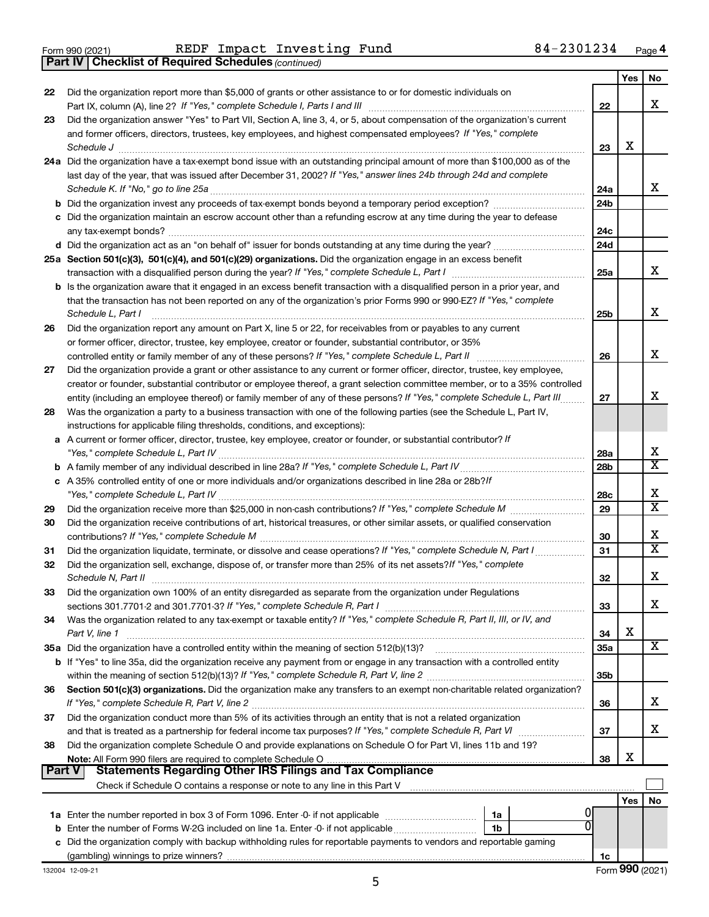Form 990 (2021) REDF Impact Investing Fund 84-2301234 Page 4

**Part IV Checklist of Required Schedules** *(continued)*

| | | | Yes | No |
|---|---|---|---|---|
| 22 | Did the organization report more than $5,000 of grants or other assistance to or for domestic individuals on Part IX, column (A), line 2? *If "Yes," complete Schedule I, Parts I and III* | 22 | | X |
| 23 | Did the organization answer "Yes" to Part VII, Section A, line 3, 4, or 5, about compensation of the organization's current and former officers, directors, trustees, key employees, and highest compensated employees? *If "Yes," complete Schedule J* | 23 | X | |
| 24a | Did the organization have a tax-exempt bond issue with an outstanding principal amount of more than $100,000 as of the last day of the year, that was issued after December 31, 2002? *If "Yes," answer lines 24b through 24d and complete Schedule K. If "No," go to line 25a* | 24a | | X |
| b | Did the organization invest any proceeds of tax-exempt bonds beyond a temporary period exception? | 24b | | |
| c | Did the organization maintain an escrow account other than a refunding escrow at any time during the year to defease any tax-exempt bonds? | 24c | | |
| d | Did the organization act as an "on behalf of" issuer for bonds outstanding at any time during the year? | 24d | | |
| 25a | **Section 501(c)(3), 501(c)(4), and 501(c)(29) organizations.** Did the organization engage in an excess benefit transaction with a disqualified person during the year? *If "Yes," complete Schedule L, Part I* | 25a | | X |
| b | Is the organization aware that it engaged in an excess benefit transaction with a disqualified person in a prior year, and that the transaction has not been reported on any of the organization's prior Forms 990 or 990-EZ? *If "Yes," complete Schedule L, Part I* | 25b | | X |
| 26 | Did the organization report any amount on Part X, line 5 or 22, for receivables from or payables to any current or former officer, director, trustee, key employee, creator or founder, substantial contributor, or 35% controlled entity or family member of any of these persons? *If "Yes," complete Schedule L, Part II* | 26 | | X |
| 27 | Did the organization provide a grant or other assistance to any current or former officer, director, trustee, key employee, creator or founder, substantial contributor or employee thereof, a grant selection committee member, or to a 35% controlled entity (including an employee thereof) or family member of any of these persons? *If "Yes," complete Schedule L, Part III* | 27 | | X |
| 28 | Was the organization a party to a business transaction with one of the following parties (see the Schedule L, Part IV, instructions for applicable filing thresholds, conditions, and exceptions): | | | |
| a | A current or former officer, director, trustee, key employee, creator or founder, or substantial contributor? *If "Yes," complete Schedule L, Part IV* | 28a | | X |
| b | A family member of any individual described in line 28a? *If "Yes," complete Schedule L, Part IV* | 28b | | X |
| c | A 35% controlled entity of one or more individuals and/or organizations described in line 28a or 28b? *If "Yes," complete Schedule L, Part IV* | 28c | | X |
| 29 | Did the organization receive more than $25,000 in non-cash contributions? *If "Yes," complete Schedule M* | 29 | | X |
| 30 | Did the organization receive contributions of art, historical treasures, or other similar assets, or qualified conservation contributions? *If "Yes," complete Schedule M* | 30 | | X |
| 31 | Did the organization liquidate, terminate, or dissolve and cease operations? *If "Yes," complete Schedule N, Part I* | 31 | | X |
| 32 | Did the organization sell, exchange, dispose of, or transfer more than 25% of its net assets? *If "Yes," complete Schedule N, Part II* | 32 | | X |
| 33 | Did the organization own 100% of an entity disregarded as separate from the organization under Regulations sections 301.7701-2 and 301.7701-3? *If "Yes," complete Schedule R, Part I* | 33 | | X |
| 34 | Was the organization related to any tax-exempt or taxable entity? *If "Yes," complete Schedule R, Part II, III, or IV, and Part V, line 1* | 34 | X | |
| 35a | Did the organization have a controlled entity within the meaning of section 512(b)(13)? | 35a | | X |
| b | If "Yes" to line 35a, did the organization receive any payment from or engage in any transaction with a controlled entity within the meaning of section 512(b)(13)? *If "Yes," complete Schedule R, Part V, line 2* | 35b | | |
| 36 | **Section 501(c)(3) organizations.** Did the organization make any transfers to an exempt non-charitable related organization? *If "Yes," complete Schedule R, Part V, line 2* | 36 | | X |
| 37 | Did the organization conduct more than 5% of its activities through an entity that is not a related organization and that is treated as a partnership for federal income tax purposes? *If "Yes," complete Schedule R, Part VI* | 37 | | X |
| 38 | Did the organization complete Schedule O and provide explanations on Schedule O for Part VI, lines 11b and 19? **Note:** All Form 990 filers are required to complete Schedule O | 38 | X | |

**Part V Statements Regarding Other IRS Filings and Tax Compliance**

Check if Schedule O contains a response or note to any line in this Part V ☐

| | | | | | Yes | No |
|---|---|---|---|---|---|---|
| 1a | Enter the number reported in box 3 of Form 1096. Enter -0- if not applicable | 1a | 0 | | | |
| b | Enter the number of Forms W-2G included on line 1a. Enter -0- if not applicable | 1b | 0 | | | |
| c | Did the organization comply with backup withholding rules for reportable payments to vendors and reportable gaming (gambling) winnings to prize winners? | | | 1c | | |

132004 12-09-21 Form **990** (2021)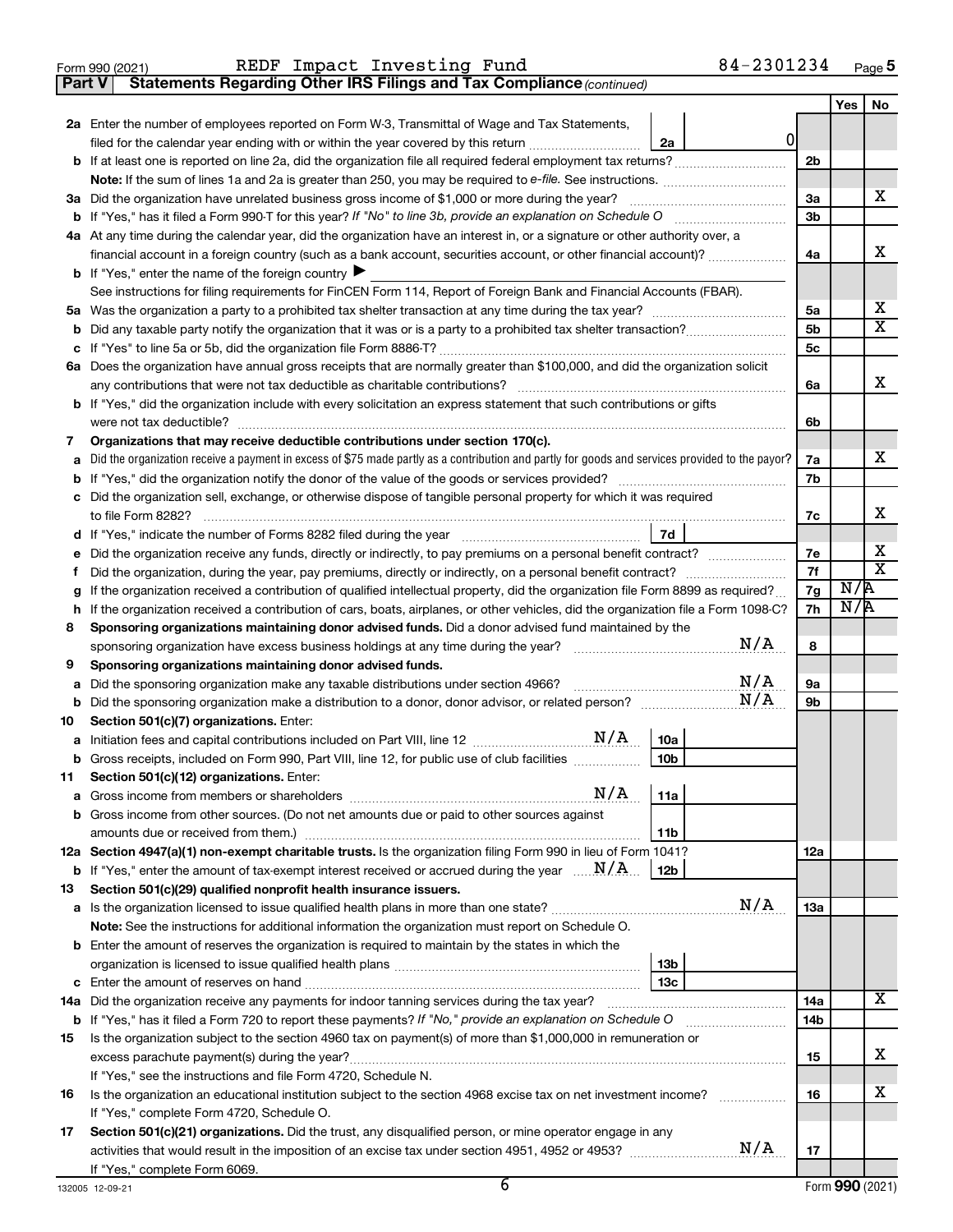Form 990 (2021) REDF Impact Investing Fund 84-2301234 Page 5

## Part V Statements Regarding Other IRS Filings and Tax Compliance *(continued)*

| | | | | Yes | No |
|---|---|---|---|---|---|
| **2a** | Enter the number of employees reported on Form W-3, Transmittal of Wage and Tax Statements, filed for the calendar year ending with or within the year covered by this return | 2a 0 | | | |
| **b** | If at least one is reported on line 2a, did the organization file all required federal employment tax returns? | | 2b | | |
| | **Note:** If the sum of lines 1a and 2a is greater than 250, you may be required to *e-file.* See instructions. | | | | |
| **3a** | Did the organization have unrelated business gross income of $1,000 or more during the year? | | 3a | | X |
| **b** | If "Yes," has it filed a Form 990-T for this year? *If "No" to line 3b, provide an explanation on Schedule O* | | 3b | | |
| **4a** | At any time during the calendar year, did the organization have an interest in, or a signature or other authority over, a financial account in a foreign country (such as a bank account, securities account, or other financial account)? | | 4a | | X |
| **b** | If "Yes," enter the name of the foreign country ▶ | | | | |
| | See instructions for filing requirements for FinCEN Form 114, Report of Foreign Bank and Financial Accounts (FBAR). | | | | |
| **5a** | Was the organization a party to a prohibited tax shelter transaction at any time during the tax year? | | 5a | | X |
| **b** | Did any taxable party notify the organization that it was or is a party to a prohibited tax shelter transaction? | | 5b | | X |
| **c** | If "Yes" to line 5a or 5b, did the organization file Form 8886-T? | | 5c | | |
| **6a** | Does the organization have annual gross receipts that are normally greater than $100,000, and did the organization solicit any contributions that were not tax deductible as charitable contributions? | | 6a | | X |
| **b** | If "Yes," did the organization include with every solicitation an express statement that such contributions or gifts were not tax deductible? | | 6b | | |
| **7** | **Organizations that may receive deductible contributions under section 170(c).** | | | | |
| **a** | Did the organization receive a payment in excess of $75 made partly as a contribution and partly for goods and services provided to the payor? | | 7a | | X |
| **b** | If "Yes," did the organization notify the donor of the value of the goods or services provided? | | 7b | | |
| **c** | Did the organization sell, exchange, or otherwise dispose of tangible personal property for which it was required to file Form 8282? | | 7c | | X |
| **d** | If "Yes," indicate the number of Forms 8282 filed during the year | 7d | | | |
| **e** | Did the organization receive any funds, directly or indirectly, to pay premiums on a personal benefit contract? | | 7e | | X |
| **f** | Did the organization, during the year, pay premiums, directly or indirectly, on a personal benefit contract? | | 7f | | X |
| **g** | If the organization received a contribution of qualified intellectual property, did the organization file Form 8899 as required? | | 7g | N/A | |
| **h** | If the organization received a contribution of cars, boats, airplanes, or other vehicles, did the organization file a Form 1098-C? | | 7h | N/A | |
| **8** | **Sponsoring organizations maintaining donor advised funds.** Did a donor advised fund maintained by the sponsoring organization have excess business holdings at any time during the year? N/A | | 8 | | |
| **9** | **Sponsoring organizations maintaining donor advised funds.** | | | | |
| **a** | Did the sponsoring organization make any taxable distributions under section 4966? N/A | | 9a | | |
| **b** | Did the sponsoring organization make a distribution to a donor, donor advisor, or related person? N/A | | 9b | | |
| **10** | **Section 501(c)(7) organizations.** Enter: | | | | |
| **a** | Initiation fees and capital contributions included on Part VIII, line 12 N/A | 10a | | | |
| **b** | Gross receipts, included on Form 990, Part VIII, line 12, for public use of club facilities | 10b | | | |
| **11** | **Section 501(c)(12) organizations.** Enter: | | | | |
| **a** | Gross income from members or shareholders N/A | 11a | | | |
| **b** | Gross income from other sources. (Do not net amounts due or paid to other sources against amounts due or received from them.) | 11b | | | |
| **12a** | **Section 4947(a)(1) non-exempt charitable trusts.** Is the organization filing Form 990 in lieu of Form 1041? | | 12a | | |
| **b** | If "Yes," enter the amount of tax-exempt interest received or accrued during the year N/A | 12b | | | |
| **13** | **Section 501(c)(29) qualified nonprofit health insurance issuers.** | | | | |
| **a** | Is the organization licensed to issue qualified health plans in more than one state? N/A | | 13a | | |
| | **Note:** See the instructions for additional information the organization must report on Schedule O. | | | | |
| **b** | Enter the amount of reserves the organization is required to maintain by the states in which the organization is licensed to issue qualified health plans | 13b | | | |
| **c** | Enter the amount of reserves on hand | 13c | | | |
| **14a** | Did the organization receive any payments for indoor tanning services during the tax year? | | 14a | | X |
| **b** | If "Yes," has it filed a Form 720 to report these payments? *If "No," provide an explanation on Schedule O* | | 14b | | |
| **15** | Is the organization subject to the section 4960 tax on payment(s) of more than $1,000,000 in remuneration or excess parachute payment(s) during the year? | | 15 | | X |
| | If "Yes," see the instructions and file Form 4720, Schedule N. | | | | |
| **16** | Is the organization an educational institution subject to the section 4968 excise tax on net investment income? | | 16 | | X |
| | If "Yes," complete Form 4720, Schedule O. | | | | |
| **17** | **Section 501(c)(21) organizations.** Did the trust, any disqualified person, or mine operator engage in any activities that would result in the imposition of an excise tax under section 4951, 4952 or 4953? N/A | | 17 | | |
| | If "Yes," complete Form 6069. | | | | |

Form **990** (2021)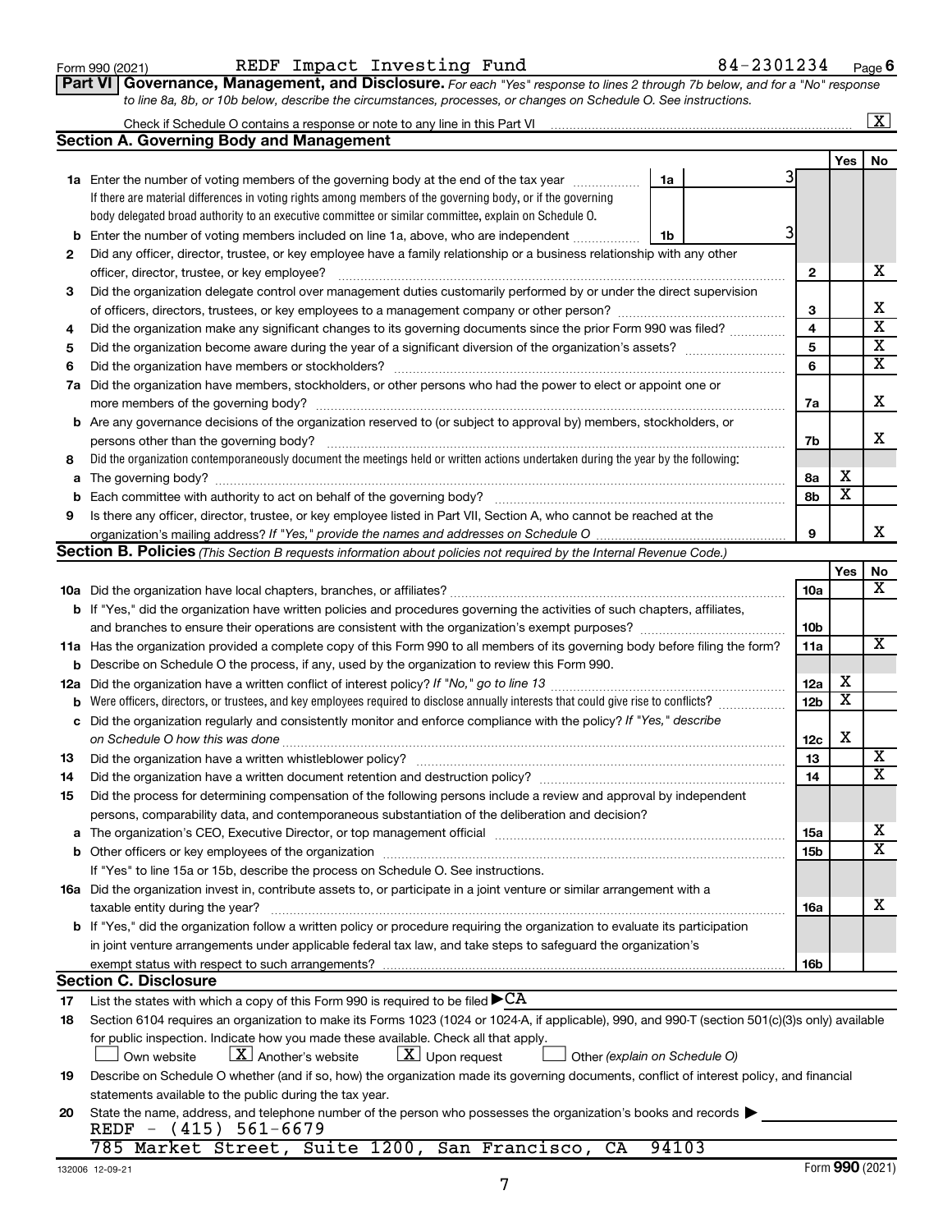Form 990 (2021) REDF Impact Investing Fund 84-2301234 Page 6

## Part VI Governance, Management, and Disclosure.

*For each "Yes" response to lines 2 through 7b below, and for a "No" response to line 8a, 8b, or 10b below, describe the circumstances, processes, or changes on Schedule O. See instructions.*

Check if Schedule O contains a response or note to any line in this Part VI [X]

### Section A. Governing Body and Management

| | | | | Yes | No |
|---|---|---|---|---|---|
| **1a** | Enter the number of voting members of the governing body at the end of the tax year. If there are material differences in voting rights among members of the governing body, or if the governing body delegated broad authority to an executive committee or similar committee, explain on Schedule O. | 1a: 3 | | | |
| **b** | Enter the number of voting members included on line 1a, above, who are independent | 1b: 3 | | | |
| **2** | Did any officer, director, trustee, or key employee have a family relationship or a business relationship with any other officer, director, trustee, or key employee? | | 2 | | X |
| **3** | Did the organization delegate control over management duties customarily performed by or under the direct supervision of officers, directors, trustees, or key employees to a management company or other person? | | 3 | | X |
| **4** | Did the organization make any significant changes to its governing documents since the prior Form 990 was filed? | | 4 | | X |
| **5** | Did the organization become aware during the year of a significant diversion of the organization's assets? | | 5 | | X |
| **6** | Did the organization have members or stockholders? | | 6 | | X |
| **7a** | Did the organization have members, stockholders, or other persons who had the power to elect or appoint one or more members of the governing body? | | 7a | | X |
| **b** | Are any governance decisions of the organization reserved to (or subject to approval by) members, stockholders, or persons other than the governing body? | | 7b | | X |
| **8** | Did the organization contemporaneously document the meetings held or written actions undertaken during the year by the following: | | | | |
| **a** | The governing body? | | 8a | X | |
| **b** | Each committee with authority to act on behalf of the governing body? | | 8b | X | |
| **9** | Is there any officer, director, trustee, or key employee listed in Part VII, Section A, who cannot be reached at the organization's mailing address? *If "Yes," provide the names and addresses on Schedule O* | | 9 | | X |

### Section B. Policies *(This Section B requests information about policies not required by the Internal Revenue Code.)*

| | | | Yes | No |
|---|---|---|---|---|
| **10a** | Did the organization have local chapters, branches, or affiliates? | 10a | | X |
| **b** | If "Yes," did the organization have written policies and procedures governing the activities of such chapters, affiliates, and branches to ensure their operations are consistent with the organization's exempt purposes? | 10b | | |
| **11a** | Has the organization provided a complete copy of this Form 990 to all members of its governing body before filing the form? | 11a | | X |
| **b** | Describe on Schedule O the process, if any, used by the organization to review this Form 990. | | | |
| **12a** | Did the organization have a written conflict of interest policy? *If "No," go to line 13* | 12a | X | |
| **b** | Were officers, directors, or trustees, and key employees required to disclose annually interests that could give rise to conflicts? | 12b | X | |
| **c** | Did the organization regularly and consistently monitor and enforce compliance with the policy? *If "Yes," describe on Schedule O how this was done* | 12c | X | |
| **13** | Did the organization have a written whistleblower policy? | 13 | | X |
| **14** | Did the organization have a written document retention and destruction policy? | 14 | | X |
| **15** | Did the process for determining compensation of the following persons include a review and approval by independent persons, comparability data, and contemporaneous substantiation of the deliberation and decision? | | | |
| **a** | The organization's CEO, Executive Director, or top management official | 15a | | X |
| **b** | Other officers or key employees of the organization | 15b | | X |
| | If "Yes" to line 15a or 15b, describe the process on Schedule O. See instructions. | | | |
| **16a** | Did the organization invest in, contribute assets to, or participate in a joint venture or similar arrangement with a taxable entity during the year? | 16a | | X |
| **b** | If "Yes," did the organization follow a written policy or procedure requiring the organization to evaluate its participation in joint venture arrangements under applicable federal tax law, and take steps to safeguard the organization's exempt status with respect to such arrangements? | 16b | | |

### Section C. Disclosure

**17** List the states with which a copy of this Form 990 is required to be filed ▶ CA

**18** Section 6104 requires an organization to make its Forms 1023 (1024 or 1024-A, if applicable), 990, and 990-T (section 501(c)(3)s only) available for public inspection. Indicate how you made these available. Check all that apply.

[ ] Own website [X] Another's website [X] Upon request [ ] Other *(explain on Schedule O)*

**19** Describe on Schedule O whether (and if so, how) the organization made its governing documents, conflict of interest policy, and financial statements available to the public during the tax year.

**20** State the name, address, and telephone number of the person who possesses the organization's books and records ▶

REDF - (415) 561-6679
785 Market Street, Suite 1200, San Francisco, CA 94103

132006 12-09-21 Form **990** (2021)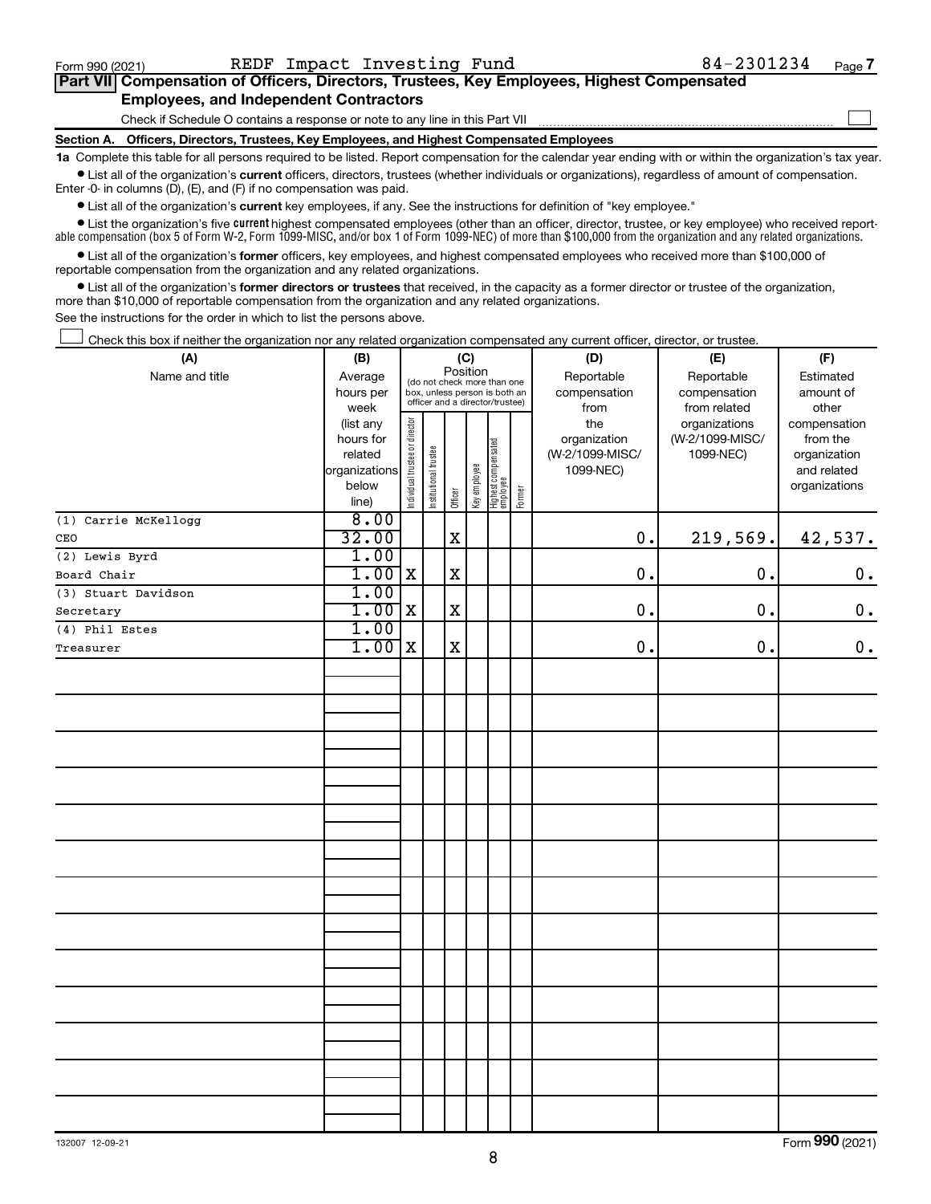Form 990 (2021) REDF Impact Investing Fund 84-2301234

## Part VII Compensation of Officers, Directors, Trustees, Key Employees, Highest Compensated Employees, and Independent Contractors

Check if Schedule O contains a response or note to any line in this Part VII ☐

### Section A. Officers, Directors, Trustees, Key Employees, and Highest Compensated Employees

**1a** Complete this table for all persons required to be listed. Report compensation for the calendar year ending with or within the organization's tax year.

- List all of the organization's **current** officers, directors, trustees (whether individuals or organizations), regardless of amount of compensation. Enter -0- in columns (D), (E), and (F) if no compensation was paid.
- List all of the organization's **current** key employees, if any. See the instructions for definition of "key employee."
- List the organization's five **current** highest compensated employees (other than an officer, director, trustee, or key employee) who received reportable compensation (box 5 of Form W-2, Form 1099-MISC, and/or box 1 of Form 1099-NEC) of more than $100,000 from the organization and any related organizations.
- List all of the organization's **former** officers, key employees, and highest compensated employees who received more than $100,000 of reportable compensation from the organization and any related organizations.
- List all of the organization's **former directors or trustees** that received, in the capacity as a former director or trustee of the organization, more than $10,000 of reportable compensation from the organization and any related organizations.

See the instructions for the order in which to list the persons above.

☐ Check this box if neither the organization nor any related organization compensated any current officer, director, or trustee.

| (A) Name and title | (B) Average hours per week (list any hours for related organizations below line) | (C) Position: Individual trustee or director | Institutional trustee | Officer | Key employee | Highest compensated employee | Former | (D) Reportable compensation from the organization (W-2/1099-MISC/ 1099-NEC) | (E) Reportable compensation from related organizations (W-2/1099-MISC/ 1099-NEC) | (F) Estimated amount of other compensation from the organization and related organizations |
|---|---|---|---|---|---|---|---|---|---|---|
| (1) Carrie McKellogg<br>CEO | 8.00<br>32.00 | | | X | | | | 0. | 219,569. | 42,537. |
| (2) Lewis Byrd<br>Board Chair | 1.00<br>1.00 | X | | X | | | | 0. | 0. | 0. |
| (3) Stuart Davidson<br>Secretary | 1.00<br>1.00 | X | | X | | | | 0. | 0. | 0. |
| (4) Phil Estes<br>Treasurer | 1.00<br>1.00 | X | | X | | | | 0. | 0. | 0. |

132007 12-09-21

Form **990** (2021)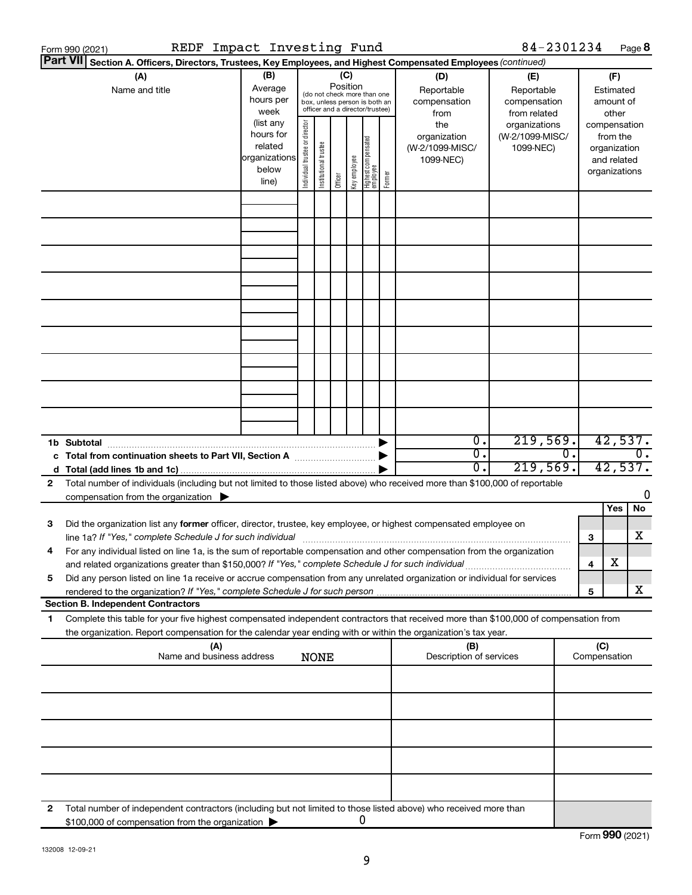Form 990 (2021) REDF Impact Investing Fund 84-2301234 Page 8

**Part VII Section A. Officers, Directors, Trustees, Key Employees, and Highest Compensated Employees** *(continued)*

| (A) Name and title | (B) Average hours per week (list any hours for related organizations below line) | (C) Position (do not check more than one box, unless person is both an officer and a director/trustee): Individual trustee or director | Institutional trustee | Officer | Key employee | Highest compensated employee | Former | (D) Reportable compensation from the organization (W-2/1099-MISC/1099-NEC) | (E) Reportable compensation from related organizations (W-2/1099-MISC/1099-NEC) | (F) Estimated amount of other compensation from the organization and related organizations |
|---|---|---|---|---|---|---|---|---|---|---|
| | | | | | | | | | | |
| **1b Subtotal** | | | | | | | | 0. | 219,569. | 42,537. |
| **c Total from continuation sheets to Part VII, Section A** | | | | | | | | 0. | 0. | 0. |
| **d Total (add lines 1b and 1c)** | | | | | | | | 0. | 219,569. | 42,537. |

**2** Total number of individuals (including but not limited to those listed above) who received more than $100,000 of reportable compensation from the organization ▶ 0

| | | Yes | No |
|---|---|---|---|
| **3** Did the organization list any **former** officer, director, trustee, key employee, or highest compensated employee on line 1a? *If "Yes," complete Schedule J for such individual* | 3 | | X |
| **4** For any individual listed on line 1a, is the sum of reportable compensation and other compensation from the organization and related organizations greater than $150,000? *If "Yes," complete Schedule J for such individual* | 4 | X | |
| **5** Did any person listed on line 1a receive or accrue compensation from any unrelated organization or individual for services rendered to the organization? *If "Yes," complete Schedule J for such person* | 5 | | X |

**Section B. Independent Contractors**

**1** Complete this table for your five highest compensated independent contractors that received more than $100,000 of compensation from the organization. Report compensation for the calendar year ending with or within the organization's tax year.

| (A) Name and business address NONE | (B) Description of services | (C) Compensation |
|---|---|---|
| | | |
| | | |
| | | |
| | | |
| | | |

**2** Total number of independent contractors (including but not limited to those listed above) who received more than $100,000 of compensation from the organization ▶ 0

Form **990** (2021)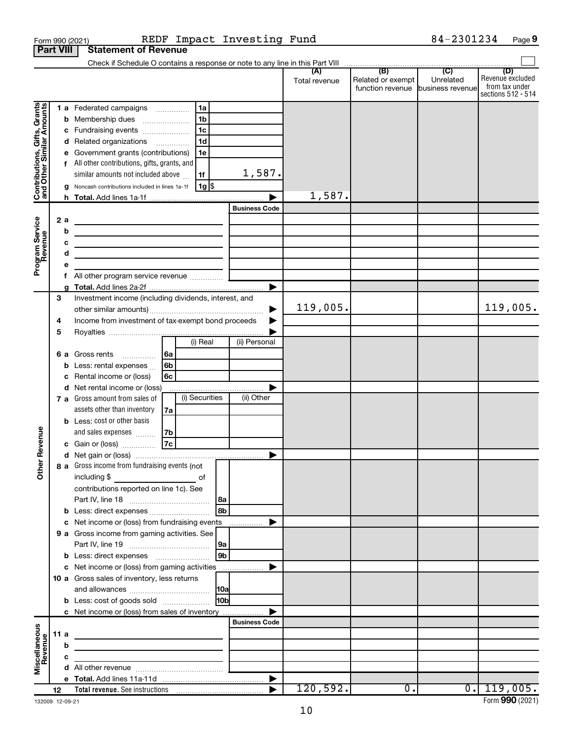Form 990 (2021) REDF Impact Investing Fund 84-2301234 Page 9

**Part VIII Statement of Revenue**

Check if Schedule O contains a response or note to any line in this Part VIII

| | | | (A) Total revenue | (B) Related or exempt function revenue | (C) Unrelated business revenue | (D) Revenue excluded from tax under sections 512 - 514 |
|---|---|---|---|---|---|---|
| **Contributions, Gifts, Grants and Other Similar Amounts** | 1 a Federated campaigns 1a | | | | | |
| | b Membership dues 1b | | | | | |
| | c Fundraising events 1c | | | | | |
| | d Related organizations 1d | | | | | |
| | e Government grants (contributions) 1e | | | | | |
| | f All other contributions, gifts, grants, and similar amounts not included above 1f | 1,587. | | | | |
| | g Noncash contributions included in lines 1a-1f 1g $ | | | | | |
| | h Total. Add lines 1a-1f | | 1,587. | | | |
| **Program Service Revenue** | | Business Code | | | | |
| | 2 a | | | | | |
| | b | | | | | |
| | c | | | | | |
| | d | | | | | |
| | e | | | | | |
| | f All other program service revenue | | | | | |
| | g Total. Add lines 2a-2f | | | | | |
| **Other Revenue** | 3 Investment income (including dividends, interest, and other similar amounts) | | 119,005. | | | 119,005. |
| | 4 Income from investment of tax-exempt bond proceeds | | | | | |
| | 5 Royalties | | | | | |
| | 6 a Gross rents 6a — (i) Real / (ii) Personal | | | | | |
| | b Less: rental expenses 6b | | | | | |
| | c Rental income or (loss) 6c | | | | | |
| | d Net rental income or (loss) | | | | | |
| | 7 a Gross amount from sales of assets other than inventory 7a — (i) Securities / (ii) Other | | | | | |
| | b Less: cost or other basis and sales expenses 7b | | | | | |
| | c Gain or (loss) 7c | | | | | |
| | d Net gain or (loss) | | | | | |
| | 8 a Gross income from fundraising events (not including $ of contributions reported on line 1c). See Part IV, line 18 8a | | | | | |
| | b Less: direct expenses 8b | | | | | |
| | c Net income or (loss) from fundraising events | | | | | |
| | 9 a Gross income from gaming activities. See Part IV, line 19 9a | | | | | |
| | b Less: direct expenses 9b | | | | | |
| | c Net income or (loss) from gaming activities | | | | | |
| | 10 a Gross sales of inventory, less returns and allowances 10a | | | | | |
| | b Less: cost of goods sold 10b | | | | | |
| | c Net income or (loss) from sales of inventory | | | | | |
| **Miscellaneous Revenue** | | Business Code | | | | |
| | 11 a | | | | | |
| | b | | | | | |
| | c | | | | | |
| | d All other revenue | | | | | |
| | e Total. Add lines 11a-11d | | | | | |
| | 12 **Total revenue.** See instructions | | 120,592. | 0. | 0. | 119,005. |

132009 12-09-21 Form 990 (2021)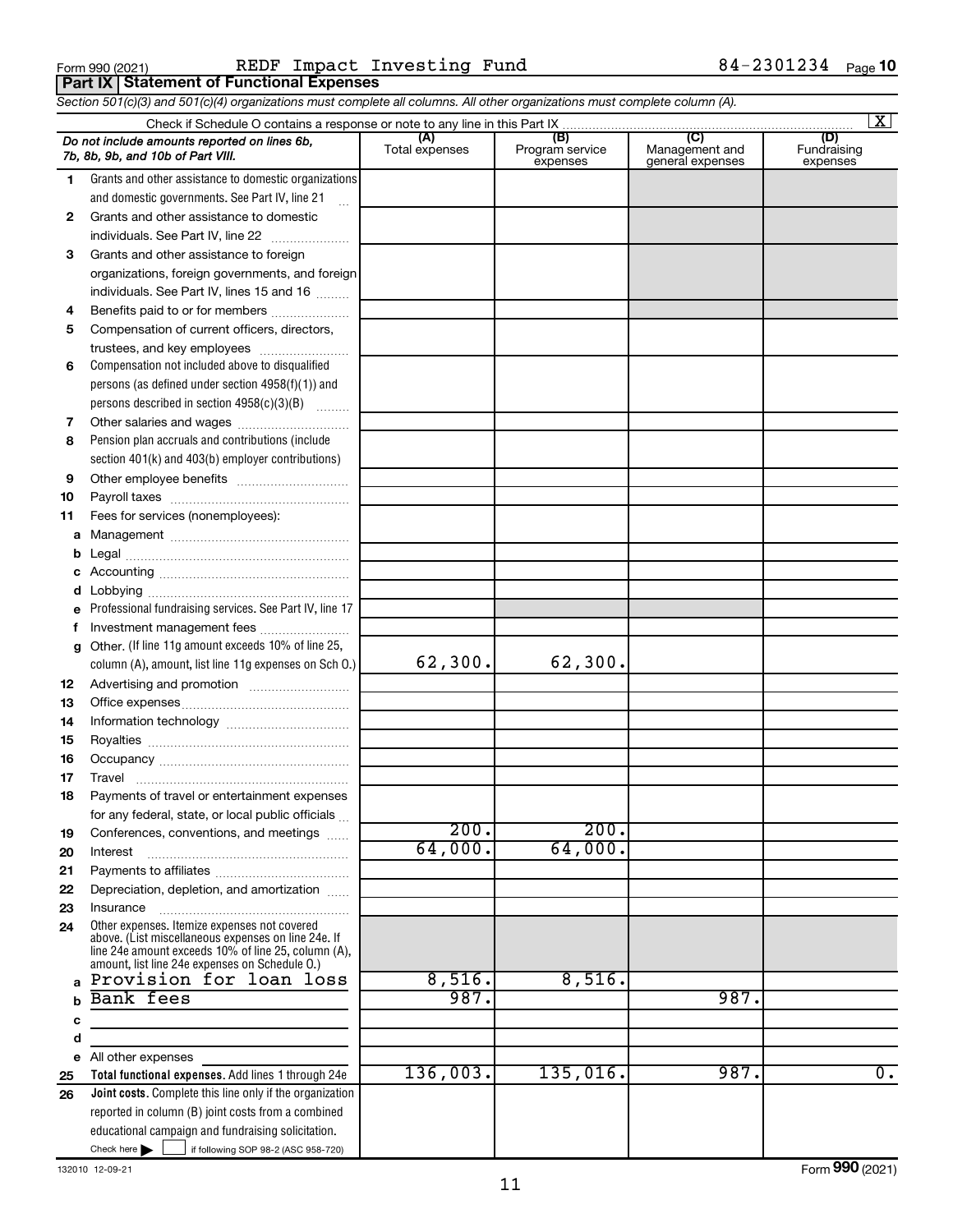Form 990 (2021) REDF Impact Investing Fund 84-2301234 Page 10

**Part IX Statement of Functional Expenses**

*Section 501(c)(3) and 501(c)(4) organizations must complete all columns. All other organizations must complete column (A).*

Check if Schedule O contains a response or note to any line in this Part IX ..... [X]

| | *Do not include amounts reported on lines 6b, 7b, 8b, 9b, and 10b of Part VIII.* | (A) Total expenses | (B) Program service expenses | (C) Management and general expenses | (D) Fundraising expenses |
|---|---|---|---|---|---|
| 1 | Grants and other assistance to domestic organizations and domestic governments. See Part IV, line 21 | | | | |
| 2 | Grants and other assistance to domestic individuals. See Part IV, line 22 | | | | |
| 3 | Grants and other assistance to foreign organizations, foreign governments, and foreign individuals. See Part IV, lines 15 and 16 | | | | |
| 4 | Benefits paid to or for members | | | | |
| 5 | Compensation of current officers, directors, trustees, and key employees | | | | |
| 6 | Compensation not included above to disqualified persons (as defined under section 4958(f)(1)) and persons described in section 4958(c)(3)(B) | | | | |
| 7 | Other salaries and wages | | | | |
| 8 | Pension plan accruals and contributions (include section 401(k) and 403(b) employer contributions) | | | | |
| 9 | Other employee benefits | | | | |
| 10 | Payroll taxes | | | | |
| 11 | Fees for services (nonemployees): | | | | |
| a | Management | | | | |
| b | Legal | | | | |
| c | Accounting | | | | |
| d | Lobbying | | | | |
| e | Professional fundraising services. See Part IV, line 17 | | | | |
| f | Investment management fees | | | | |
| g | Other. (If line 11g amount exceeds 10% of line 25, column (A), amount, list line 11g expenses on Sch O.) | 62,300. | 62,300. | | |
| 12 | Advertising and promotion | | | | |
| 13 | Office expenses | | | | |
| 14 | Information technology | | | | |
| 15 | Royalties | | | | |
| 16 | Occupancy | | | | |
| 17 | Travel | | | | |
| 18 | Payments of travel or entertainment expenses for any federal, state, or local public officials | | | | |
| 19 | Conferences, conventions, and meetings | 200. | 200. | | |
| 20 | Interest | 64,000. | 64,000. | | |
| 21 | Payments to affiliates | | | | |
| 22 | Depreciation, depletion, and amortization | | | | |
| 23 | Insurance | | | | |
| 24 | Other expenses. Itemize expenses not covered above. (List miscellaneous expenses on line 24e. If line 24e amount exceeds 10% of line 25, column (A), amount, list line 24e expenses on Schedule O.) | | | | |
| a | Provision for loan loss | 8,516. | 8,516. | | |
| b | Bank fees | 987. | | 987. | |
| c | | | | | |
| d | | | | | |
| e | All other expenses | | | | |
| 25 | **Total functional expenses.** Add lines 1 through 24e | 136,003. | 135,016. | 987. | 0. |
| 26 | **Joint costs.** Complete this line only if the organization reported in column (B) joint costs from a combined educational campaign and fundraising solicitation. Check here [ ] if following SOP 98-2 (ASC 958-720) | | | | |

132010 12-09-21 Form **990** (2021)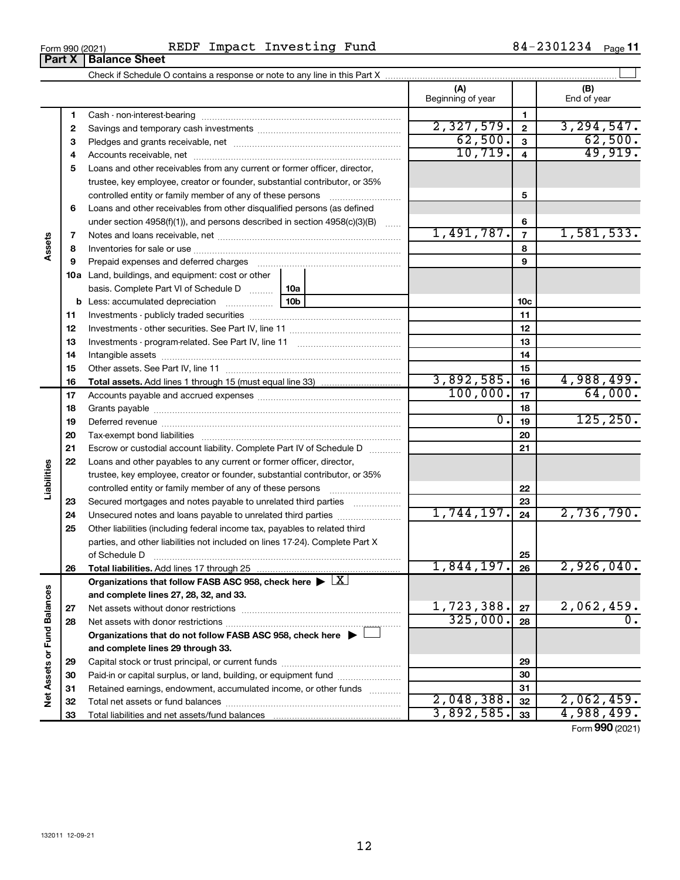Form 990 (2021) REDF Impact Investing Fund 84-2301234 Page 11

## Part X Balance Sheet

Check if Schedule O contains a response or note to any line in this Part X

| | | | (A) Beginning of year | | (B) End of year |
|---|---|---|---|---|---|
| Assets | 1 | Cash - non-interest-bearing | | 1 | |
| | 2 | Savings and temporary cash investments | 2,327,579. | 2 | 3,294,547. |
| | 3 | Pledges and grants receivable, net | 62,500. | 3 | 62,500. |
| | 4 | Accounts receivable, net | 10,719. | 4 | 49,919. |
| | 5 | Loans and other receivables from any current or former officer, director, trustee, key employee, creator or founder, substantial contributor, or 35% controlled entity or family member of any of these persons | | 5 | |
| | 6 | Loans and other receivables from other disqualified persons (as defined under section 4958(f)(1)), and persons described in section 4958(c)(3)(B) | | 6 | |
| | 7 | Notes and loans receivable, net | 1,491,787. | 7 | 1,581,533. |
| | 8 | Inventories for sale or use | | 8 | |
| | 9 | Prepaid expenses and deferred charges | | 9 | |
| | 10a | Land, buildings, and equipment: cost or other basis. Complete Part VI of Schedule D — 10a | | | |
| | b | Less: accumulated depreciation — 10b | | 10c | |
| | 11 | Investments - publicly traded securities | | 11 | |
| | 12 | Investments - other securities. See Part IV, line 11 | | 12 | |
| | 13 | Investments - program-related. See Part IV, line 11 | | 13 | |
| | 14 | Intangible assets | | 14 | |
| | 15 | Other assets. See Part IV, line 11 | | 15 | |
| | 16 | **Total assets.** Add lines 1 through 15 (must equal line 33) | 3,892,585. | 16 | 4,988,499. |
| Liabilities | 17 | Accounts payable and accrued expenses | 100,000. | 17 | 64,000. |
| | 18 | Grants payable | | 18 | |
| | 19 | Deferred revenue | 0. | 19 | 125,250. |
| | 20 | Tax-exempt bond liabilities | | 20 | |
| | 21 | Escrow or custodial account liability. Complete Part IV of Schedule D | | 21 | |
| | 22 | Loans and other payables to any current or former officer, director, trustee, key employee, creator or founder, substantial contributor, or 35% controlled entity or family member of any of these persons | | 22 | |
| | 23 | Secured mortgages and notes payable to unrelated third parties | | 23 | |
| | 24 | Unsecured notes and loans payable to unrelated third parties | 1,744,197. | 24 | 2,736,790. |
| | 25 | Other liabilities (including federal income tax, payables to related third parties, and other liabilities not included on lines 17-24). Complete Part X of Schedule D | | 25 | |
| | 26 | **Total liabilities.** Add lines 17 through 25 | 1,844,197. | 26 | 2,926,040. |
| Net Assets or Fund Balances | | **Organizations that follow FASB ASC 958, check here ▶ [X] and complete lines 27, 28, 32, and 33.** | | | |
| | 27 | Net assets without donor restrictions | 1,723,388. | 27 | 2,062,459. |
| | 28 | Net assets with donor restrictions | 325,000. | 28 | 0. |
| | | **Organizations that do not follow FASB ASC 958, check here ▶ [ ] and complete lines 29 through 33.** | | | |
| | 29 | Capital stock or trust principal, or current funds | | 29 | |
| | 30 | Paid-in or capital surplus, or land, building, or equipment fund | | 30 | |
| | 31 | Retained earnings, endowment, accumulated income, or other funds | | 31 | |
| | 32 | Total net assets or fund balances | 2,048,388. | 32 | 2,062,459. |
| | 33 | Total liabilities and net assets/fund balances | 3,892,585. | 33 | 4,988,499. |

Form **990** (2021)

132011 12-09-21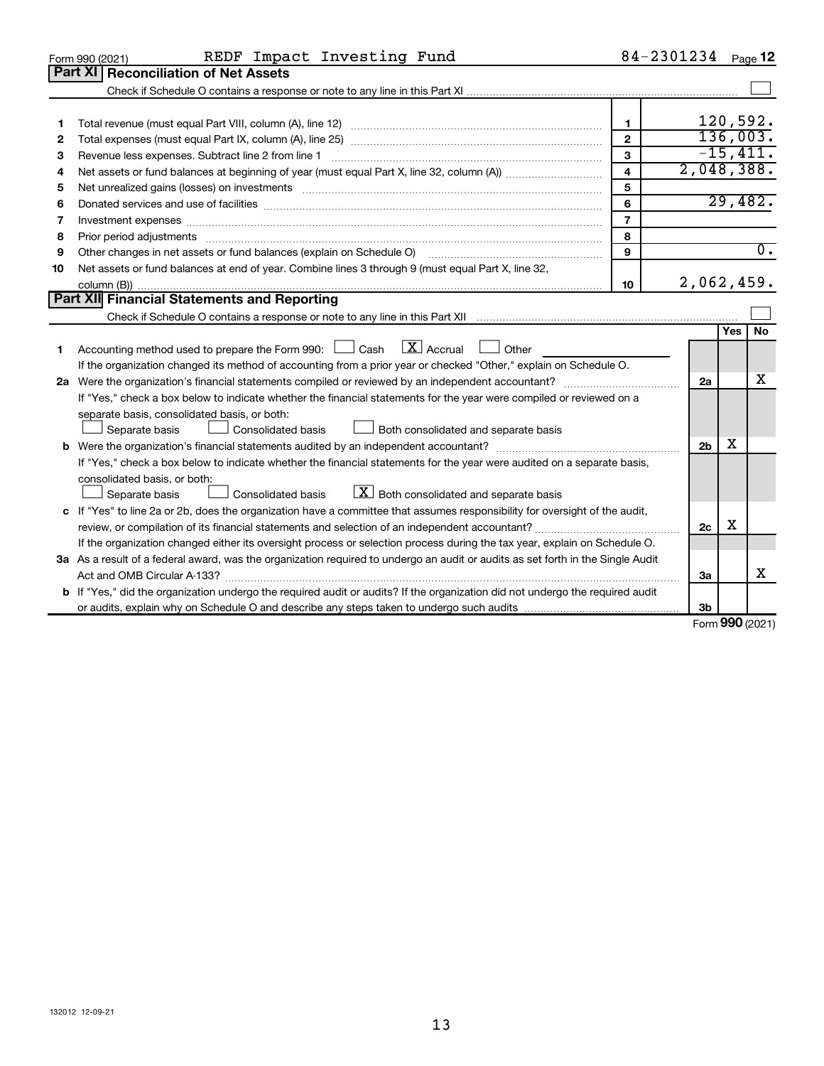Form 990 (2021) REDF Impact Investing Fund 84-2301234 Page **12**

## Part XI Reconciliation of Net Assets

Check if Schedule O contains a response or note to any line in this Part XI ☐

| | | | |
|---|---|---|---|
| 1 | Total revenue (must equal Part VIII, column (A), line 12) | 1 | 120,592. |
| 2 | Total expenses (must equal Part IX, column (A), line 25) | 2 | 136,003. |
| 3 | Revenue less expenses. Subtract line 2 from line 1 | 3 | -15,411. |
| 4 | Net assets or fund balances at beginning of year (must equal Part X, line 32, column (A)) | 4 | 2,048,388. |
| 5 | Net unrealized gains (losses) on investments | 5 | |
| 6 | Donated services and use of facilities | 6 | 29,482. |
| 7 | Investment expenses | 7 | |
| 8 | Prior period adjustments | 8 | |
| 9 | Other changes in net assets or fund balances (explain on Schedule O) | 9 | 0. |
| 10 | Net assets or fund balances at end of year. Combine lines 3 through 9 (must equal Part X, line 32, column (B)) | 10 | 2,062,459. |

## Part XII Financial Statements and Reporting

Check if Schedule O contains a response or note to any line in this Part XII ☐

| | | | Yes | No |
|---|---|---|---|---|
| 1 | Accounting method used to prepare the Form 990: ☐ Cash ☒ Accrual ☐ Other ______<br>If the organization changed its method of accounting from a prior year or checked "Other," explain on Schedule O. | | | |
| 2a | Were the organization's financial statements compiled or reviewed by an independent accountant? | 2a | | X |
| | If "Yes," check a box below to indicate whether the financial statements for the year were compiled or reviewed on a separate basis, consolidated basis, or both:<br>☐ Separate basis ☐ Consolidated basis ☐ Both consolidated and separate basis | | | |
| b | Were the organization's financial statements audited by an independent accountant? | 2b | X | |
| | If "Yes," check a box below to indicate whether the financial statements for the year were audited on a separate basis, consolidated basis, or both:<br>☐ Separate basis ☐ Consolidated basis ☒ Both consolidated and separate basis | | | |
| c | If "Yes" to line 2a or 2b, does the organization have a committee that assumes responsibility for oversight of the audit, review, or compilation of its financial statements and selection of an independent accountant? | 2c | X | |
| | If the organization changed either its oversight process or selection process during the tax year, explain on Schedule O. | | | |
| 3a | As a result of a federal award, was the organization required to undergo an audit or audits as set forth in the Single Audit Act and OMB Circular A-133? | 3a | | X |
| b | If "Yes," did the organization undergo the required audit or audits? If the organization did not undergo the required audit or audits, explain why on Schedule O and describe any steps taken to undergo such audits | 3b | | |

Form **990** (2021)

132012 12-09-21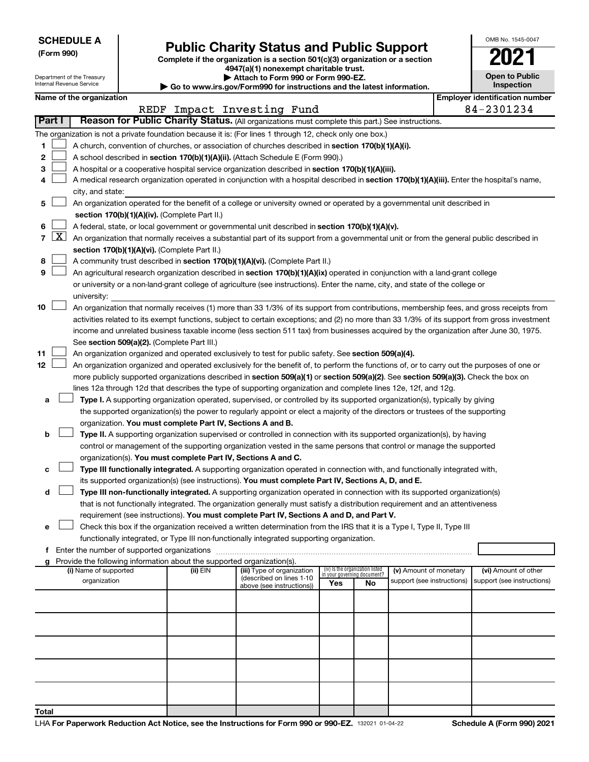**SCHEDULE A**
**(Form 990)**

Department of the Treasury
Internal Revenue Service

# Public Charity Status and Public Support

**Complete if the organization is a section 501(c)(3) organization or a section 4947(a)(1) nonexempt charitable trust.**
**▶ Attach to Form 990 or Form 990-EZ.**
**▶ Go to www.irs.gov/Form990 for instructions and the latest information.**

OMB No. 1545-0047

**2021**

**Open to Public Inspection**

**Name of the organization:** REDF Impact Investing Fund

**Employer identification number:** 84-2301234

**Part I — Reason for Public Charity Status.** (All organizations must complete this part.) See instructions.

The organization is not a private foundation because it is: (For lines 1 through 12, check only one box.)

1. [ ] A church, convention of churches, or association of churches described in **section 170(b)(1)(A)(i).**
2. [ ] A school described in **section 170(b)(1)(A)(ii).** (Attach Schedule E (Form 990).)
3. [ ] A hospital or a cooperative hospital service organization described in **section 170(b)(1)(A)(iii).**
4. [ ] A medical research organization operated in conjunction with a hospital described in **section 170(b)(1)(A)(iii).** Enter the hospital's name, city, and state:
5. [ ] An organization operated for the benefit of a college or university owned or operated by a governmental unit described in **section 170(b)(1)(A)(iv).** (Complete Part II.)
6. [ ] A federal, state, or local government or governmental unit described in **section 170(b)(1)(A)(v).**
7. [X] An organization that normally receives a substantial part of its support from a governmental unit or from the general public described in **section 170(b)(1)(A)(vi).** (Complete Part II.)
8. [ ] A community trust described in **section 170(b)(1)(A)(vi).** (Complete Part II.)
9. [ ] An agricultural research organization described in **section 170(b)(1)(A)(ix)** operated in conjunction with a land-grant college or university or a non-land-grant college of agriculture (see instructions). Enter the name, city, and state of the college or university:
10. [ ] An organization that normally receives (1) more than 33 1/3% of its support from contributions, membership fees, and gross receipts from activities related to its exempt functions, subject to certain exceptions; and (2) no more than 33 1/3% of its support from gross investment income and unrelated business taxable income (less section 511 tax) from businesses acquired by the organization after June 30, 1975. See **section 509(a)(2).** (Complete Part III.)
11. [ ] An organization organized and operated exclusively to test for public safety. See **section 509(a)(4).**
12. [ ] An organization organized and operated exclusively for the benefit of, to perform the functions of, or to carry out the purposes of one or more publicly supported organizations described in **section 509(a)(1)** or **section 509(a)(2).** See **section 509(a)(3).** Check the box on lines 12a through 12d that describes the type of supporting organization and complete lines 12e, 12f, and 12g.
   - **a** [ ] **Type I.** A supporting organization operated, supervised, or controlled by its supported organization(s), typically by giving the supported organization(s) the power to regularly appoint or elect a majority of the directors or trustees of the supporting organization. **You must complete Part IV, Sections A and B.**
   - **b** [ ] **Type II.** A supporting organization supervised or controlled in connection with its supported organization(s), by having control or management of the supporting organization vested in the same persons that control or manage the supported organization(s). **You must complete Part IV, Sections A and C.**
   - **c** [ ] **Type III functionally integrated.** A supporting organization operated in connection with, and functionally integrated with, its supported organization(s) (see instructions). **You must complete Part IV, Sections A, D, and E.**
   - **d** [ ] **Type III non-functionally integrated.** A supporting organization operated in connection with its supported organization(s) that is not functionally integrated. The organization generally must satisfy a distribution requirement and an attentiveness requirement (see instructions). **You must complete Part IV, Sections A and D, and Part V.**
   - **e** [ ] Check this box if the organization received a written determination from the IRS that it is a Type I, Type II, Type III functionally integrated, or Type III non-functionally integrated supporting organization.
   - **f** Enter the number of supported organizations
   - **g** Provide the following information about the supported organization(s).

| (i) Name of supported organization | (ii) EIN | (iii) Type of organization (described on lines 1-10 above (see instructions)) | (iv) Is the organization listed in your governing document? Yes | No | (v) Amount of monetary support (see instructions) | (vi) Amount of other support (see instructions) |
|---|---|---|---|---|---|---|
| | | | | | | |
| | | | | | | |
| | | | | | | |
| | | | | | | |
| | | | | | | |
| **Total** | | | | | | |

LHA **For Paperwork Reduction Act Notice, see the Instructions for Form 990 or 990-EZ.** 132021 01-04-22 **Schedule A (Form 990) 2021**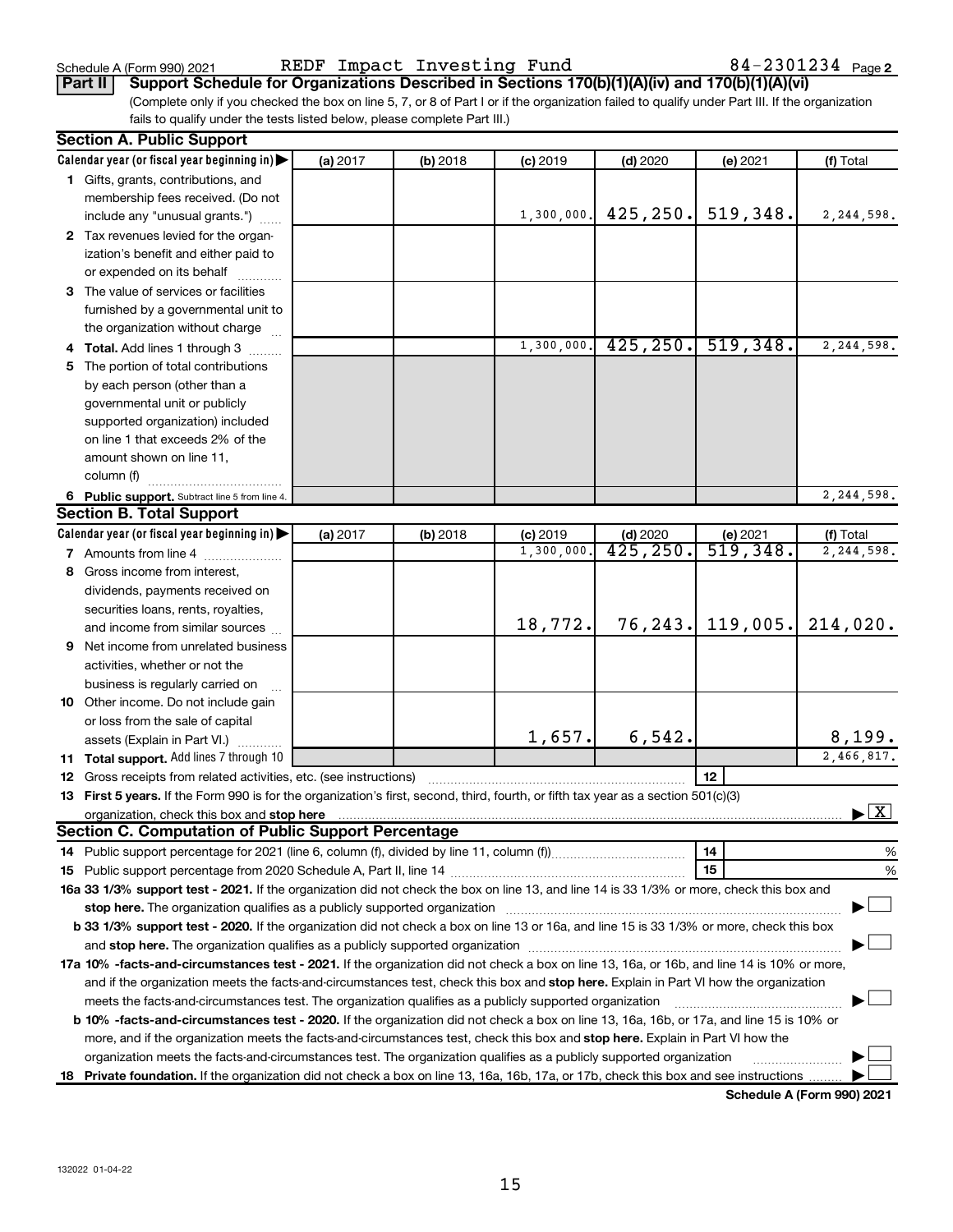Schedule A (Form 990) 2021 REDF Impact Investing Fund 84-2301234 Page 2

**Part II** **Support Schedule for Organizations Described in Sections 170(b)(1)(A)(iv) and 170(b)(1)(A)(vi)**

(Complete only if you checked the box on line 5, 7, or 8 of Part I or if the organization failed to qualify under Part III. If the organization fails to qualify under the tests listed below, please complete Part III.)

## Section A. Public Support

| Calendar year (or fiscal year beginning in) ▶ | (a) 2017 | (b) 2018 | (c) 2019 | (d) 2020 | (e) 2021 | (f) Total |
|---|---|---|---|---|---|---|
| **1** Gifts, grants, contributions, and membership fees received. (Do not include any "unusual grants.") | | | 1,300,000. | 425,250. | 519,348. | 2,244,598. |
| **2** Tax revenues levied for the organization's benefit and either paid to or expended on its behalf | | | | | | |
| **3** The value of services or facilities furnished by a governmental unit to the organization without charge | | | | | | |
| **4 Total.** Add lines 1 through 3 | | | 1,300,000. | 425,250. | 519,348. | 2,244,598. |
| **5** The portion of total contributions by each person (other than a governmental unit or publicly supported organization) included on line 1 that exceeds 2% of the amount shown on line 11, column (f) | | | | | | |
| **6 Public support.** Subtract line 5 from line 4. | | | | | | 2,244,598. |

## Section B. Total Support

| Calendar year (or fiscal year beginning in) ▶ | (a) 2017 | (b) 2018 | (c) 2019 | (d) 2020 | (e) 2021 | (f) Total |
|---|---|---|---|---|---|---|
| **7** Amounts from line 4 | | | 1,300,000. | 425,250. | 519,348. | 2,244,598. |
| **8** Gross income from interest, dividends, payments received on securities loans, rents, royalties, and income from similar sources | | | 18,772. | 76,243. | 119,005. | 214,020. |
| **9** Net income from unrelated business activities, whether or not the business is regularly carried on | | | | | | |
| **10** Other income. Do not include gain or loss from the sale of capital assets (Explain in Part VI.) | | | 1,657. | 6,542. | | 8,199. |
| **11 Total support.** Add lines 7 through 10 | | | | | | 2,466,817. |

**12** Gross receipts from related activities, etc. (see instructions) | **12** |

**13 First 5 years.** If the Form 990 is for the organization's first, second, third, fourth, or fifth tax year as a section 501(c)(3) organization, check this box and **stop here** ▶ [X]

## Section C. Computation of Public Support Percentage

**14** Public support percentage for 2021 (line 6, column (f), divided by line 11, column (f)) | **14** | %

**15** Public support percentage from 2020 Schedule A, Part II, line 14 | **15** | %

**16a 33 1/3% support test - 2021.** If the organization did not check the box on line 13, and line 14 is 33 1/3% or more, check this box and **stop here.** The organization qualifies as a publicly supported organization ▶ [ ]

**b 33 1/3% support test - 2020.** If the organization did not check a box on line 13 or 16a, and line 15 is 33 1/3% or more, check this box and **stop here.** The organization qualifies as a publicly supported organization ▶ [ ]

**17a 10% -facts-and-circumstances test - 2021.** If the organization did not check a box on line 13, 16a, or 16b, and line 14 is 10% or more, and if the organization meets the facts-and-circumstances test, check this box and **stop here.** Explain in Part VI how the organization meets the facts-and-circumstances test. The organization qualifies as a publicly supported organization ▶ [ ]

**b 10% -facts-and-circumstances test - 2020.** If the organization did not check a box on line 13, 16a, 16b, or 17a, and line 15 is 10% or more, and if the organization meets the facts-and-circumstances test, check this box and **stop here.** Explain in Part VI how the organization meets the facts-and-circumstances test. The organization qualifies as a publicly supported organization ▶ [ ]

**18 Private foundation.** If the organization did not check a box on line 13, 16a, 16b, 17a, or 17b, check this box and see instructions ▶ [ ]

**Schedule A (Form 990) 2021**

132022 01-04-22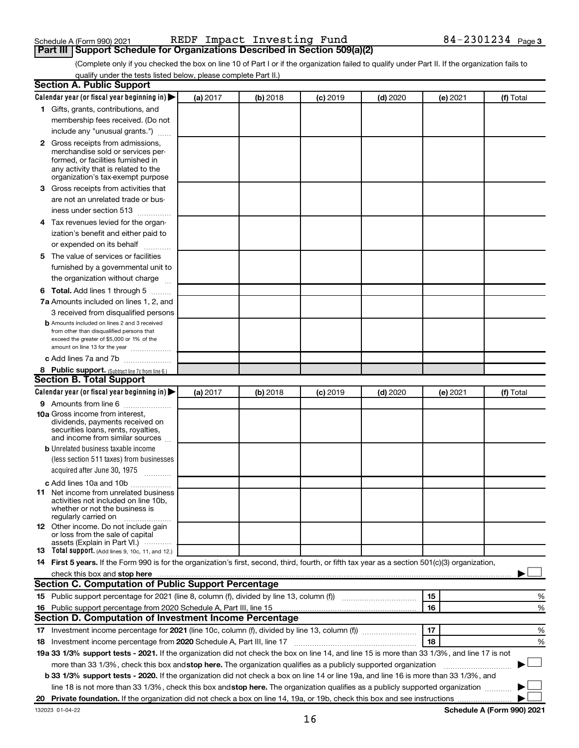Schedule A (Form 990) 2021 REDF Impact Investing Fund 84-2301234 Page 3

## Part III Support Schedule for Organizations Described in Section 509(a)(2)

(Complete only if you checked the box on line 10 of Part I or if the organization failed to qualify under Part II. If the organization fails to qualify under the tests listed below, please complete Part II.)

### Section A. Public Support

| Calendar year (or fiscal year beginning in) ▶ | (a) 2017 | (b) 2018 | (c) 2019 | (d) 2020 | (e) 2021 | (f) Total |
|---|---|---|---|---|---|---|
| **1** Gifts, grants, contributions, and membership fees received. (Do not include any "unusual grants.") | | | | | | |
| **2** Gross receipts from admissions, merchandise sold or services performed, or facilities furnished in any activity that is related to the organization's tax-exempt purpose | | | | | | |
| **3** Gross receipts from activities that are not an unrelated trade or business under section 513 | | | | | | |
| **4** Tax revenues levied for the organization's benefit and either paid to or expended on its behalf | | | | | | |
| **5** The value of services or facilities furnished by a governmental unit to the organization without charge | | | | | | |
| **6 Total.** Add lines 1 through 5 | | | | | | |
| **7a** Amounts included on lines 1, 2, and 3 received from disqualified persons | | | | | | |
| **b** Amounts included on lines 2 and 3 received from other than disqualified persons that exceed the greater of $5,000 or 1% of the amount on line 13 for the year | | | | | | |
| **c** Add lines 7a and 7b | | | | | | |
| **8 Public support.** (Subtract line 7c from line 6.) | | | | | | |

### Section B. Total Support

| Calendar year (or fiscal year beginning in) ▶ | (a) 2017 | (b) 2018 | (c) 2019 | (d) 2020 | (e) 2021 | (f) Total |
|---|---|---|---|---|---|---|
| **9** Amounts from line 6 | | | | | | |
| **10a** Gross income from interest, dividends, payments received on securities loans, rents, royalties, and income from similar sources | | | | | | |
| **b** Unrelated business taxable income (less section 511 taxes) from businesses acquired after June 30, 1975 | | | | | | |
| **c** Add lines 10a and 10b | | | | | | |
| **11** Net income from unrelated business activities not included on line 10b, whether or not the business is regularly carried on | | | | | | |
| **12** Other income. Do not include gain or loss from the sale of capital assets (Explain in Part VI.) | | | | | | |
| **13 Total support.** (Add lines 9, 10c, 11, and 12.) | | | | | | |

**14 First 5 years.** If the Form 990 is for the organization's first, second, third, fourth, or fifth tax year as a section 501(c)(3) organization, check this box and **stop here** ▶ ☐

### Section C. Computation of Public Support Percentage

| | | | |
|---|---|---|---|
| **15** Public support percentage for 2021 (line 8, column (f), divided by line 13, column (f)) | 15 | | % |
| **16** Public support percentage from 2020 Schedule A, Part III, line 15 | 16 | | % |

### Section D. Computation of Investment Income Percentage

| | | | |
|---|---|---|---|
| **17** Investment income percentage for **2021** (line 10c, column (f), divided by line 13, column (f)) | 17 | | % |
| **18** Investment income percentage from **2020** Schedule A, Part III, line 17 | 18 | | % |

**19a 33 1/3% support tests - 2021.** If the organization did not check the box on line 14, and line 15 is more than 33 1/3%, and line 17 is not more than 33 1/3%, check this box and **stop here.** The organization qualifies as a publicly supported organization ▶ ☐

**b 33 1/3% support tests - 2020.** If the organization did not check a box on line 14 or line 19a, and line 16 is more than 33 1/3%, and line 18 is not more than 33 1/3%, check this box and **stop here.** The organization qualifies as a publicly supported organization ▶ ☐

**20 Private foundation.** If the organization did not check a box on line 14, 19a, or 19b, check this box and see instructions ▶ ☐

132023 01-04-22 **Schedule A (Form 990) 2021**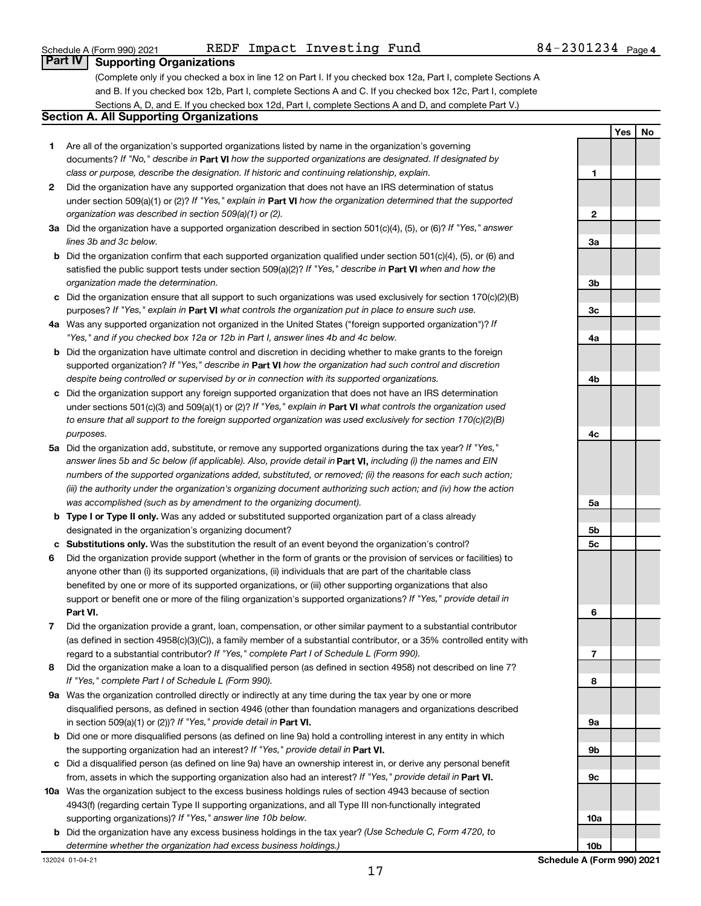Schedule A (Form 990) 2021 REDF Impact Investing Fund 84-2301234 Page 4

## Part IV Supporting Organizations

(Complete only if you checked a box in line 12 on Part I. If you checked box 12a, Part I, complete Sections A and B. If you checked box 12b, Part I, complete Sections A and C. If you checked box 12c, Part I, complete Sections A, D, and E. If you checked box 12d, Part I, complete Sections A and D, and complete Part V.)

### Section A. All Supporting Organizations

| | | | Yes | No |
|---|---|---|---|---|
| **1** | Are all of the organization's supported organizations listed by name in the organization's governing documents? *If "No," describe in* **Part VI** *how the supported organizations are designated. If designated by class or purpose, describe the designation. If historic and continuing relationship, explain.* | 1 | | |
| **2** | Did the organization have any supported organization that does not have an IRS determination of status under section 509(a)(1) or (2)? *If "Yes," explain in* **Part VI** *how the organization determined that the supported organization was described in section 509(a)(1) or (2).* | 2 | | |
| **3a** | Did the organization have a supported organization described in section 501(c)(4), (5), or (6)? *If "Yes," answer lines 3b and 3c below.* | 3a | | |
| **b** | Did the organization confirm that each supported organization qualified under section 501(c)(4), (5), or (6) and satisfied the public support tests under section 509(a)(2)? *If "Yes," describe in* **Part VI** *when and how the organization made the determination.* | 3b | | |
| **c** | Did the organization ensure that all support to such organizations was used exclusively for section 170(c)(2)(B) purposes? *If "Yes," explain in* **Part VI** *what controls the organization put in place to ensure such use.* | 3c | | |
| **4a** | Was any supported organization not organized in the United States ("foreign supported organization")? *If "Yes," and if you checked box 12a or 12b in Part I, answer lines 4b and 4c below.* | 4a | | |
| **b** | Did the organization have ultimate control and discretion in deciding whether to make grants to the foreign supported organization? *If "Yes," describe in* **Part VI** *how the organization had such control and discretion despite being controlled or supervised by or in connection with its supported organizations.* | 4b | | |
| **c** | Did the organization support any foreign supported organization that does not have an IRS determination under sections 501(c)(3) and 509(a)(1) or (2)? *If "Yes," explain in* **Part VI** *what controls the organization used to ensure that all support to the foreign supported organization was used exclusively for section 170(c)(2)(B) purposes.* | 4c | | |
| **5a** | Did the organization add, substitute, or remove any supported organizations during the tax year? *If "Yes," answer lines 5b and 5c below (if applicable). Also, provide detail in* **Part VI,** *including (i) the names and EIN numbers of the supported organizations added, substituted, or removed; (ii) the reasons for each such action; (iii) the authority under the organization's organizing document authorizing such action; and (iv) how the action was accomplished (such as by amendment to the organizing document).* | 5a | | |
| **b** | **Type I or Type II only.** Was any added or substituted supported organization part of a class already designated in the organization's organizing document? | 5b | | |
| **c** | **Substitutions only.** Was the substitution the result of an event beyond the organization's control? | 5c | | |
| **6** | Did the organization provide support (whether in the form of grants or the provision of services or facilities) to anyone other than (i) its supported organizations, (ii) individuals that are part of the charitable class benefited by one or more of its supported organizations, or (iii) other supporting organizations that also support or benefit one or more of the filing organization's supported organizations? *If "Yes," provide detail in* **Part VI.** | 6 | | |
| **7** | Did the organization provide a grant, loan, compensation, or other similar payment to a substantial contributor (as defined in section 4958(c)(3)(C)), a family member of a substantial contributor, or a 35% controlled entity with regard to a substantial contributor? *If "Yes," complete Part I of Schedule L (Form 990).* | 7 | | |
| **8** | Did the organization make a loan to a disqualified person (as defined in section 4958) not described on line 7? *If "Yes," complete Part I of Schedule L (Form 990).* | 8 | | |
| **9a** | Was the organization controlled directly or indirectly at any time during the tax year by one or more disqualified persons, as defined in section 4946 (other than foundation managers and organizations described in section 509(a)(1) or (2))? *If "Yes," provide detail in* **Part VI.** | 9a | | |
| **b** | Did one or more disqualified persons (as defined on line 9a) hold a controlling interest in any entity in which the supporting organization had an interest? *If "Yes," provide detail in* **Part VI.** | 9b | | |
| **c** | Did a disqualified person (as defined on line 9a) have an ownership interest in, or derive any personal benefit from, assets in which the supporting organization also had an interest? *If "Yes," provide detail in* **Part VI.** | 9c | | |
| **10a** | Was the organization subject to the excess business holdings rules of section 4943 because of section 4943(f) (regarding certain Type II supporting organizations, and all Type III non-functionally integrated supporting organizations)? *If "Yes," answer line 10b below.* | 10a | | |
| **b** | Did the organization have any excess business holdings in the tax year? *(Use Schedule C, Form 4720, to determine whether the organization had excess business holdings.)* | 10b | | |

132024 01-04-21 **Schedule A (Form 990) 2021**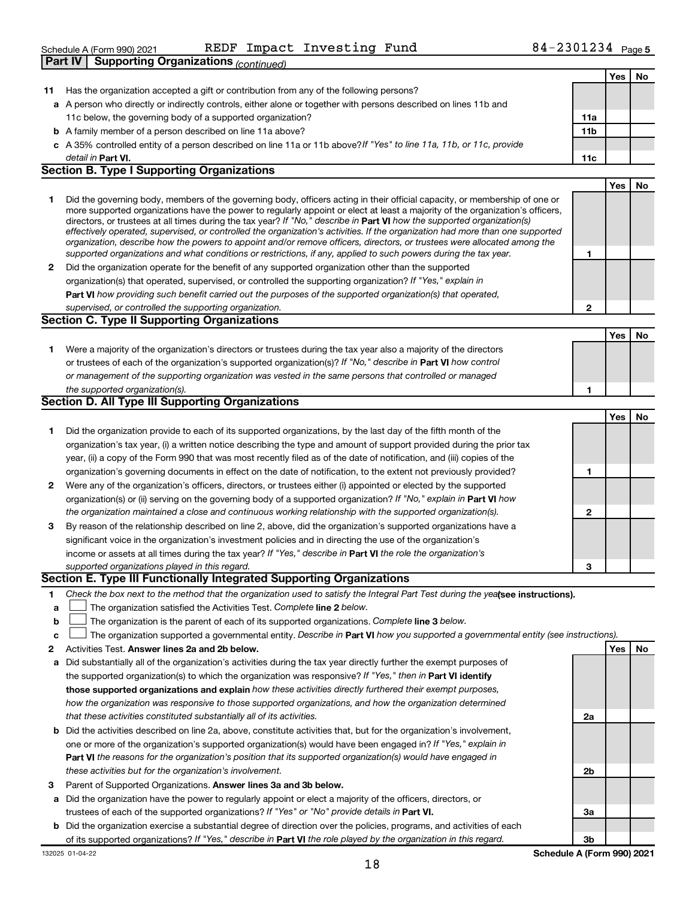Schedule A (Form 990) 2021 REDF Impact Investing Fund 84-2301234 Page 5

**Part IV Supporting Organizations** *(continued)*

| | | | Yes | No |
|---|---|---|---|---|
| **11** | Has the organization accepted a gift or contribution from any of the following persons? | | | |
| **a** | A person who directly or indirectly controls, either alone or together with persons described on lines 11b and 11c below, the governing body of a supported organization? | 11a | | |
| **b** | A family member of a person described on line 11a above? | 11b | | |
| **c** | A 35% controlled entity of a person described on line 11a or 11b above? *If "Yes" to line 11a, 11b, or 11c, provide detail in* **Part VI.** | 11c | | |

## Section B. Type I Supporting Organizations

| | | | Yes | No |
|---|---|---|---|---|
| **1** | Did the governing body, members of the governing body, officers acting in their official capacity, or membership of one or more supported organizations have the power to regularly appoint or elect at least a majority of the organization's officers, directors, or trustees at all times during the tax year? *If "No," describe in* **Part VI** *how the supported organization(s) effectively operated, supervised, or controlled the organization's activities. If the organization had more than one supported organization, describe how the powers to appoint and/or remove officers, directors, or trustees were allocated among the supported organizations and what conditions or restrictions, if any, applied to such powers during the tax year.* | 1 | | |
| **2** | Did the organization operate for the benefit of any supported organization other than the supported organization(s) that operated, supervised, or controlled the supporting organization? *If "Yes," explain in* **Part VI** *how providing such benefit carried out the purposes of the supported organization(s) that operated, supervised, or controlled the supporting organization.* | 2 | | |

## Section C. Type II Supporting Organizations

| | | | Yes | No |
|---|---|---|---|---|
| **1** | Were a majority of the organization's directors or trustees during the tax year also a majority of the directors or trustees of each of the organization's supported organization(s)? *If "No," describe in* **Part VI** *how control or management of the supporting organization was vested in the same persons that controlled or managed the supported organization(s).* | 1 | | |

## Section D. All Type III Supporting Organizations

| | | | Yes | No |
|---|---|---|---|---|
| **1** | Did the organization provide to each of its supported organizations, by the last day of the fifth month of the organization's tax year, (i) a written notice describing the type and amount of support provided during the prior tax year, (ii) a copy of the Form 990 that was most recently filed as of the date of notification, and (iii) copies of the organization's governing documents in effect on the date of notification, to the extent not previously provided? | 1 | | |
| **2** | Were any of the organization's officers, directors, or trustees either (i) appointed or elected by the supported organization(s) or (ii) serving on the governing body of a supported organization? *If "No," explain in* **Part VI** *how the organization maintained a close and continuous working relationship with the supported organization(s).* | 2 | | |
| **3** | By reason of the relationship described on line 2, above, did the organization's supported organizations have a significant voice in the organization's investment policies and in directing the use of the organization's income or assets at all times during the tax year? *If "Yes," describe in* **Part VI** *the role the organization's supported organizations played in this regard.* | 3 | | |

## Section E. Type III Functionally Integrated Supporting Organizations

**1** *Check the box next to the method that the organization used to satisfy the Integral Part Test during the year* **(see instructions).**

- **a** ☐ The organization satisfied the Activities Test. *Complete* **line 2** *below.*
- **b** ☐ The organization is the parent of each of its supported organizations. *Complete* **line 3** *below.*
- **c** ☐ The organization supported a governmental entity. *Describe in* **Part VI** *how you supported a governmental entity (see instructions).*

| | | | Yes | No |
|---|---|---|---|---|
| **2** | Activities Test. **Answer lines 2a and 2b below.** | | | |
| **a** | Did substantially all of the organization's activities during the tax year directly further the exempt purposes of the supported organization(s) to which the organization was responsive? *If "Yes," then in* **Part VI identify those supported organizations and explain** *how these activities directly furthered their exempt purposes, how the organization was responsive to those supported organizations, and how the organization determined that these activities constituted substantially all of its activities.* | 2a | | |
| **b** | Did the activities described on line 2a, above, constitute activities that, but for the organization's involvement, one or more of the organization's supported organization(s) would have been engaged in? *If "Yes," explain in* **Part VI** *the reasons for the organization's position that its supported organization(s) would have engaged in these activities but for the organization's involvement.* | 2b | | |
| **3** | Parent of Supported Organizations. **Answer lines 3a and 3b below.** | | | |
| **a** | Did the organization have the power to regularly appoint or elect a majority of the officers, directors, or trustees of each of the supported organizations? *If "Yes" or "No" provide details in* **Part VI.** | 3a | | |
| **b** | Did the organization exercise a substantial degree of direction over the policies, programs, and activities of each of its supported organizations? *If "Yes," describe in* **Part VI** *the role played by the organization in this regard.* | 3b | | |

132025 01-04-22 **Schedule A (Form 990) 2021**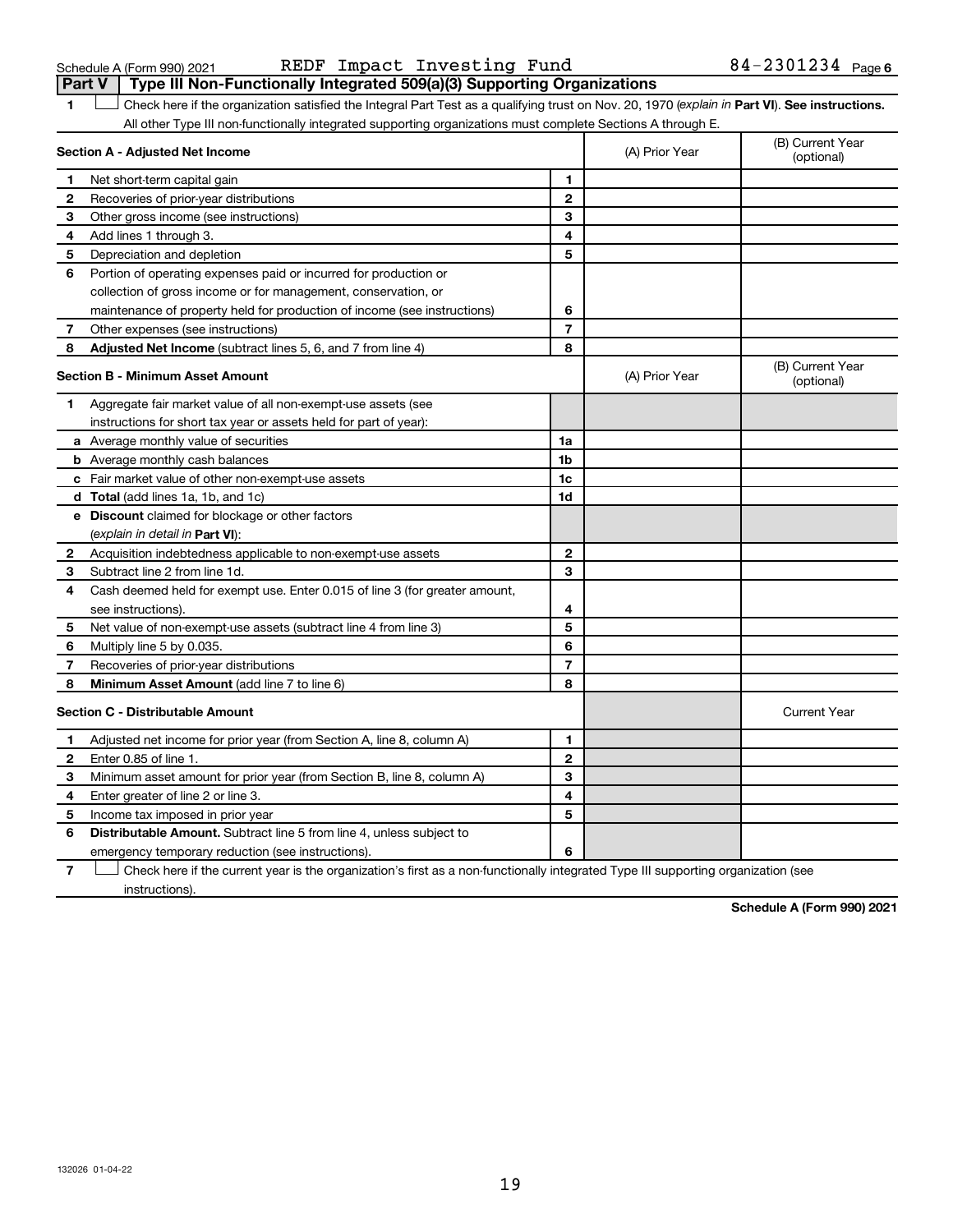Schedule A (Form 990) 2021 REDF Impact Investing Fund 84-2301234 Page 6

**Part V | Type III Non-Functionally Integrated 509(a)(3) Supporting Organizations**

1 ☐ Check here if the organization satisfied the Integral Part Test as a qualifying trust on Nov. 20, 1970 (*explain in* **Part VI**). **See instructions.** All other Type III non-functionally integrated supporting organizations must complete Sections A through E.

| **Section A - Adjusted Net Income** | | | (A) Prior Year | (B) Current Year (optional) |
|---|---|---|---|---|
| 1 | Net short-term capital gain | 1 | | |
| 2 | Recoveries of prior-year distributions | 2 | | |
| 3 | Other gross income (see instructions) | 3 | | |
| 4 | Add lines 1 through 3. | 4 | | |
| 5 | Depreciation and depletion | 5 | | |
| 6 | Portion of operating expenses paid or incurred for production or collection of gross income or for management, conservation, or maintenance of property held for production of income (see instructions) | 6 | | |
| 7 | Other expenses (see instructions) | 7 | | |
| 8 | **Adjusted Net Income** (subtract lines 5, 6, and 7 from line 4) | 8 | | |

| **Section B - Minimum Asset Amount** | | | (A) Prior Year | (B) Current Year (optional) |
|---|---|---|---|---|
| 1 | Aggregate fair market value of all non-exempt-use assets (see instructions for short tax year or assets held for part of year): | | | |
| a | Average monthly value of securities | 1a | | |
| b | Average monthly cash balances | 1b | | |
| c | Fair market value of other non-exempt-use assets | 1c | | |
| d | **Total** (add lines 1a, 1b, and 1c) | 1d | | |
| e | **Discount** claimed for blockage or other factors (*explain in detail in* **Part VI**): | | | |
| 2 | Acquisition indebtedness applicable to non-exempt-use assets | 2 | | |
| 3 | Subtract line 2 from line 1d. | 3 | | |
| 4 | Cash deemed held for exempt use. Enter 0.015 of line 3 (for greater amount, see instructions). | 4 | | |
| 5 | Net value of non-exempt-use assets (subtract line 4 from line 3) | 5 | | |
| 6 | Multiply line 5 by 0.035. | 6 | | |
| 7 | Recoveries of prior-year distributions | 7 | | |
| 8 | **Minimum Asset Amount** (add line 7 to line 6) | 8 | | |

| **Section C - Distributable Amount** | | | | Current Year |
|---|---|---|---|---|
| 1 | Adjusted net income for prior year (from Section A, line 8, column A) | 1 | | |
| 2 | Enter 0.85 of line 1. | 2 | | |
| 3 | Minimum asset amount for prior year (from Section B, line 8, column A) | 3 | | |
| 4 | Enter greater of line 2 or line 3. | 4 | | |
| 5 | Income tax imposed in prior year | 5 | | |
| 6 | **Distributable Amount.** Subtract line 5 from line 4, unless subject to emergency temporary reduction (see instructions). | 6 | | |

7 ☐ Check here if the current year is the organization's first as a non-functionally integrated Type III supporting organization (see instructions).

**Schedule A (Form 990) 2021**

132026 01-04-22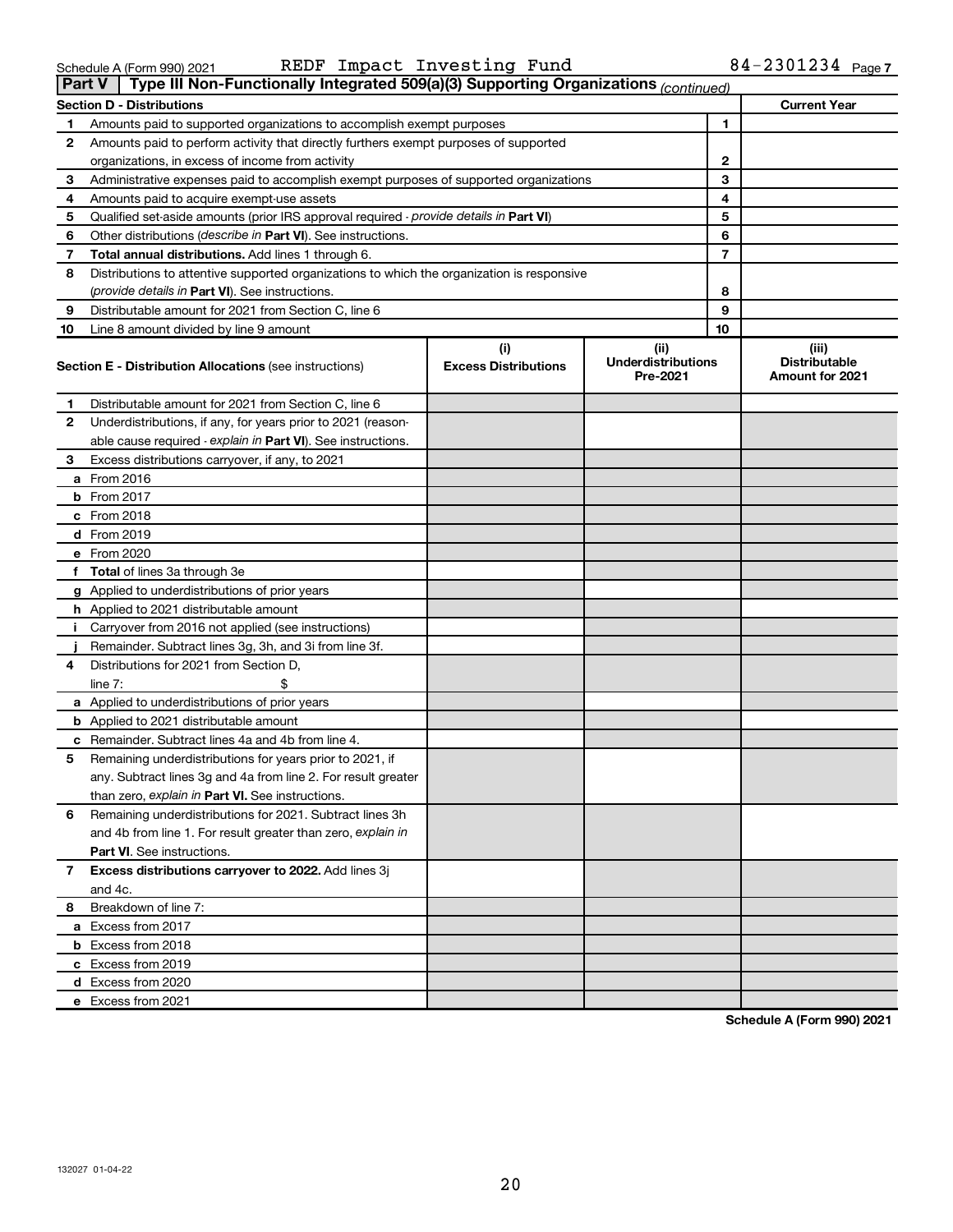Schedule A (Form 990) 2021 REDF Impact Investing Fund 84-2301234 Page 7

**Part V | Type III Non-Functionally Integrated 509(a)(3) Supporting Organizations** *(continued)*

| Section D - Distributions | | | Current Year |
|---|---|---|---|
| 1 | Amounts paid to supported organizations to accomplish exempt purposes | 1 | |
| 2 | Amounts paid to perform activity that directly furthers exempt purposes of supported organizations, in excess of income from activity | 2 | |
| 3 | Administrative expenses paid to accomplish exempt purposes of supported organizations | 3 | |
| 4 | Amounts paid to acquire exempt-use assets | 4 | |
| 5 | Qualified set-aside amounts (prior IRS approval required - *provide details in* **Part VI**) | 5 | |
| 6 | Other distributions (*describe in* **Part VI**). See instructions. | 6 | |
| 7 | **Total annual distributions.** Add lines 1 through 6. | 7 | |
| 8 | Distributions to attentive supported organizations to which the organization is responsive (*provide details in* **Part VI**). See instructions. | 8 | |
| 9 | Distributable amount for 2021 from Section C, line 6 | 9 | |
| 10 | Line 8 amount divided by line 9 amount | 10 | |

| | **Section E - Distribution Allocations** (see instructions) | (i) Excess Distributions | (ii) Underdistributions Pre-2021 | (iii) Distributable Amount for 2021 |
|---|---|---|---|---|
| 1 | Distributable amount for 2021 from Section C, line 6 | | | |
| 2 | Underdistributions, if any, for years prior to 2021 (reasonable cause required - *explain in* **Part VI**). See instructions. | | | |
| 3 | Excess distributions carryover, if any, to 2021 | | | |
| a | From 2016 | | | |
| b | From 2017 | | | |
| c | From 2018 | | | |
| d | From 2019 | | | |
| e | From 2020 | | | |
| f | **Total** of lines 3a through 3e | | | |
| g | Applied to underdistributions of prior years | | | |
| h | Applied to 2021 distributable amount | | | |
| i | Carryover from 2016 not applied (see instructions) | | | |
| j | Remainder. Subtract lines 3g, 3h, and 3i from line 3f. | | | |
| 4 | Distributions for 2021 from Section D, line 7: $ | | | |
| a | Applied to underdistributions of prior years | | | |
| b | Applied to 2021 distributable amount | | | |
| c | Remainder. Subtract lines 4a and 4b from line 4. | | | |
| 5 | Remaining underdistributions for years prior to 2021, if any. Subtract lines 3g and 4a from line 2. For result greater than zero, *explain in* **Part VI.** See instructions. | | | |
| 6 | Remaining underdistributions for 2021. Subtract lines 3h and 4b from line 1. For result greater than zero, *explain in* **Part VI**. See instructions. | | | |
| 7 | **Excess distributions carryover to 2022.** Add lines 3j and 4c. | | | |
| 8 | Breakdown of line 7: | | | |
| a | Excess from 2017 | | | |
| b | Excess from 2018 | | | |
| c | Excess from 2019 | | | |
| d | Excess from 2020 | | | |
| e | Excess from 2021 | | | |

**Schedule A (Form 990) 2021**

132027 01-04-22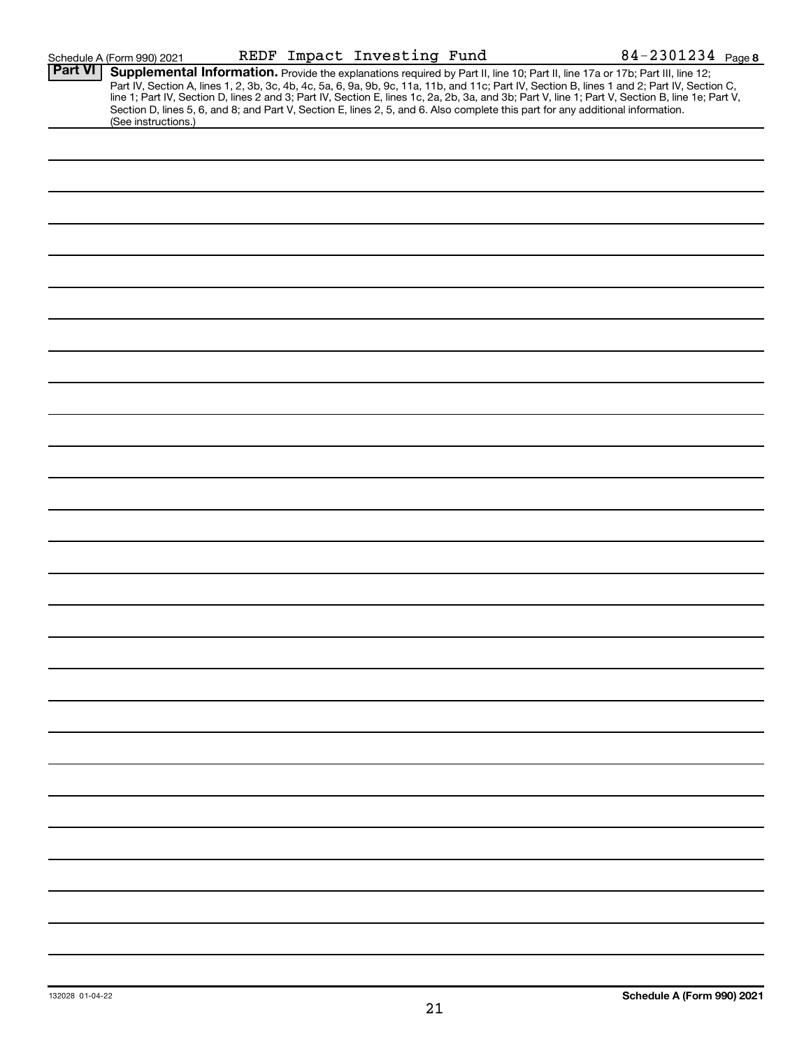Schedule A (Form 990) 2021 REDF Impact Investing Fund 84-2301234 Page **8**

## Part VI Supplemental Information.

Provide the explanations required by Part II, line 10; Part II, line 17a or 17b; Part III, line 12; Part IV, Section A, lines 1, 2, 3b, 3c, 4b, 4c, 5a, 6, 9a, 9b, 9c, 11a, 11b, and 11c; Part IV, Section B, lines 1 and 2; Part IV, Section C, line 1; Part IV, Section D, lines 2 and 3; Part IV, Section E, lines 1c, 2a, 2b, 3a, and 3b; Part V, line 1; Part V, Section B, line 1e; Part V, Section D, lines 5, 6, and 8; and Part V, Section E, lines 2, 5, and 6. Also complete this part for any additional information. (See instructions.)

132028 01-04-22

**Schedule A (Form 990) 2021**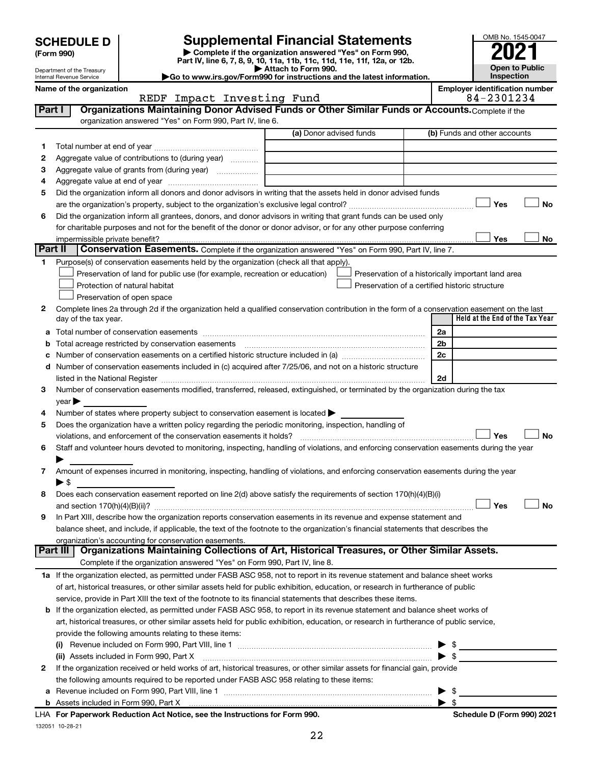# SCHEDULE D (Form 990)

Department of the Treasury
Internal Revenue Service

## Supplemental Financial Statements

▶ Complete if the organization answered "Yes" on Form 990, Part IV, line 6, 7, 8, 9, 10, 11a, 11b, 11c, 11d, 11e, 11f, 12a, or 12b.
▶ Attach to Form 990.
▶Go to www.irs.gov/Form990 for instructions and the latest information.

OMB No. 1545-0047
**2021**
**Open to Public Inspection**

Name of the organization: REDF Impact Investing Fund
Employer identification number: 84-2301234

## Part I Organizations Maintaining Donor Advised Funds or Other Similar Funds or Accounts.

Complete if the organization answered "Yes" on Form 990, Part IV, line 6.

| | | (a) Donor advised funds | (b) Funds and other accounts |
|---|---|---|---|
| 1 | Total number at end of year | | |
| 2 | Aggregate value of contributions to (during year) | | |
| 3 | Aggregate value of grants from (during year) | | |
| 4 | Aggregate value at end of year | | |

5 Did the organization inform all donors and donor advisors in writing that the assets held in donor advised funds are the organization's property, subject to the organization's exclusive legal control? ☐ Yes ☐ No

6 Did the organization inform all grantees, donors, and donor advisors in writing that grant funds can be used only for charitable purposes and not for the benefit of the donor or donor advisor, or for any other purpose conferring impermissible private benefit? ☐ Yes ☐ No

## Part II Conservation Easements.

Complete if the organization answered "Yes" on Form 990, Part IV, line 7.

1 Purpose(s) of conservation easements held by the organization (check all that apply).

- ☐ Preservation of land for public use (for example, recreation or education)
- ☐ Preservation of a historically important land area
- ☐ Protection of natural habitat
- ☐ Preservation of a certified historic structure
- ☐ Preservation of open space

2 Complete lines 2a through 2d if the organization held a qualified conservation contribution in the form of a conservation easement on the last day of the tax year.

| | | | Held at the End of the Tax Year |
|---|---|---|---|
| a | Total number of conservation easements | 2a | |
| b | Total acreage restricted by conservation easements | 2b | |
| c | Number of conservation easements on a certified historic structure included in (a) | 2c | |
| d | Number of conservation easements included in (c) acquired after 7/25/06, and not on a historic structure listed in the National Register | 2d | |

3 Number of conservation easements modified, transferred, released, extinguished, or terminated by the organization during the tax year ▶

4 Number of states where property subject to conservation easement is located ▶

5 Does the organization have a written policy regarding the periodic monitoring, inspection, handling of violations, and enforcement of the conservation easements it holds? ☐ Yes ☐ No

6 Staff and volunteer hours devoted to monitoring, inspecting, handling of violations, and enforcing conservation easements during the year ▶

7 Amount of expenses incurred in monitoring, inspecting, handling of violations, and enforcing conservation easements during the year ▶ $

8 Does each conservation easement reported on line 2(d) above satisfy the requirements of section 170(h)(4)(B)(i) and section 170(h)(4)(B)(ii)? ☐ Yes ☐ No

9 In Part XIII, describe how the organization reports conservation easements in its revenue and expense statement and balance sheet, and include, if applicable, the text of the footnote to the organization's financial statements that describes the organization's accounting for conservation easements.

## Part III Organizations Maintaining Collections of Art, Historical Treasures, or Other Similar Assets.

Complete if the organization answered "Yes" on Form 990, Part IV, line 8.

1a If the organization elected, as permitted under FASB ASC 958, not to report in its revenue statement and balance sheet works of art, historical treasures, or other similar assets held for public exhibition, education, or research in furtherance of public service, provide in Part XIII the text of the footnote to its financial statements that describes these items.

b If the organization elected, as permitted under FASB ASC 958, to report in its revenue statement and balance sheet works of art, historical treasures, or other similar assets held for public exhibition, education, or research in furtherance of public service, provide the following amounts relating to these items:

(i) Revenue included on Form 990, Part VIII, line 1 ▶ $

(ii) Assets included in Form 990, Part X ▶ $

2 If the organization received or held works of art, historical treasures, or other similar assets for financial gain, provide the following amounts required to be reported under FASB ASC 958 relating to these items:

a Revenue included on Form 990, Part VIII, line 1 ▶ $

b Assets included in Form 990, Part X ▶ $

LHA For Paperwork Reduction Act Notice, see the Instructions for Form 990. Schedule D (Form 990) 2021

132051 10-28-21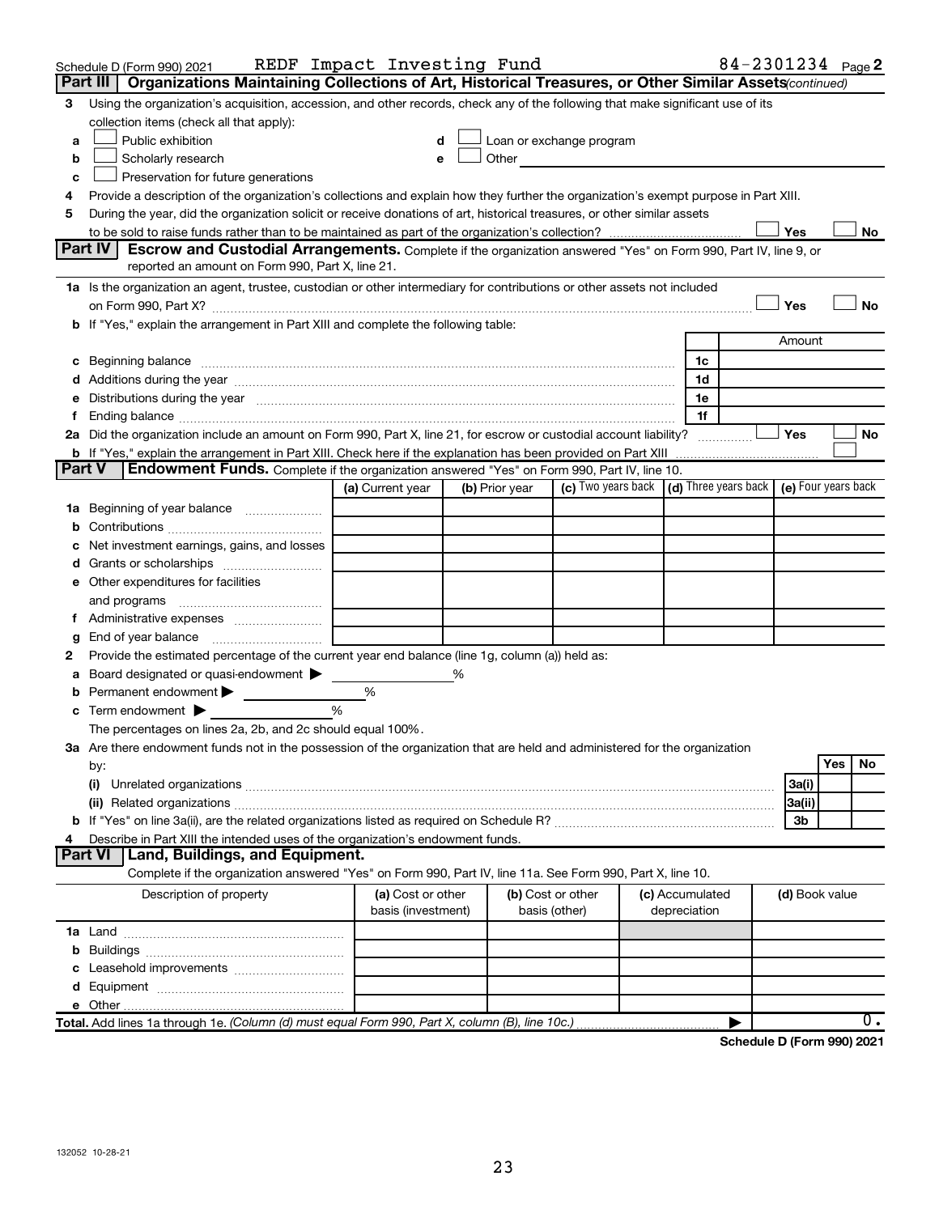Schedule D (Form 990) 2021 REDF Impact Investing Fund 84-2301234 Page **2**

**Part III Organizations Maintaining Collections of Art, Historical Treasures, or Other Similar Assets** *(continued)*

3 Using the organization's acquisition, accession, and other records, check any of the following that make significant use of its collection items (check all that apply):

- a ☐ Public exhibition
- b ☐ Scholarly research
- c ☐ Preservation for future generations
- d ☐ Loan or exchange program
- e ☐ Other

4 Provide a description of the organization's collections and explain how they further the organization's exempt purpose in Part XIII.

5 During the year, did the organization solicit or receive donations of art, historical treasures, or other similar assets to be sold to raise funds rather than to be maintained as part of the organization's collection? ☐ Yes ☐ No

**Part IV Escrow and Custodial Arrangements.** Complete if the organization answered "Yes" on Form 990, Part IV, line 9, or reported an amount on Form 990, Part X, line 21.

1a Is the organization an agent, trustee, custodian or other intermediary for contributions or other assets not included on Form 990, Part X? ☐ Yes ☐ No

b If "Yes," explain the arrangement in Part XIII and complete the following table:

| | | Amount |
|---|---|---|
| c Beginning balance | 1c | |
| d Additions during the year | 1d | |
| e Distributions during the year | 1e | |
| f Ending balance | 1f | |

2a Did the organization include an amount on Form 990, Part X, line 21, for escrow or custodial account liability? ☐ Yes ☐ No

b If "Yes," explain the arrangement in Part XIII. Check here if the explanation has been provided on Part XIII ☐

**Part V Endowment Funds.** Complete if the organization answered "Yes" on Form 990, Part IV, line 10.

| | (a) Current year | (b) Prior year | (c) Two years back | (d) Three years back | (e) Four years back |
|---|---|---|---|---|---|
| 1a Beginning of year balance | | | | | |
| b Contributions | | | | | |
| c Net investment earnings, gains, and losses | | | | | |
| d Grants or scholarships | | | | | |
| e Other expenditures for facilities and programs | | | | | |
| f Administrative expenses | | | | | |
| g End of year balance | | | | | |

2 Provide the estimated percentage of the current year end balance (line 1g, column (a)) held as:

- a Board designated or quasi-endowment ▶ %
- b Permanent endowment ▶ %
- c Term endowment ▶ %

The percentages on lines 2a, 2b, and 2c should equal 100%.

3a Are there endowment funds not in the possession of the organization that are held and administered for the organization by:

| | | Yes | No |
|---|---|---|---|
| (i) Unrelated organizations | 3a(i) | | |
| (ii) Related organizations | 3a(ii) | | |
| b If "Yes" on line 3a(ii), are the related organizations listed as required on Schedule R? | 3b | | |

4 Describe in Part XIII the intended uses of the organization's endowment funds.

**Part VI Land, Buildings, and Equipment.**

Complete if the organization answered "Yes" on Form 990, Part IV, line 11a. See Form 990, Part X, line 10.

| Description of property | (a) Cost or other basis (investment) | (b) Cost or other basis (other) | (c) Accumulated depreciation | (d) Book value |
|---|---|---|---|---|
| 1a Land | | | | |
| b Buildings | | | | |
| c Leasehold improvements | | | | |
| d Equipment | | | | |
| e Other | | | | |
| **Total.** Add lines 1a through 1e. *(Column (d) must equal Form 990, Part X, column (B), line 10c.)* ▶ | | | | 0. |

**Schedule D (Form 990) 2021**

132052 10-28-21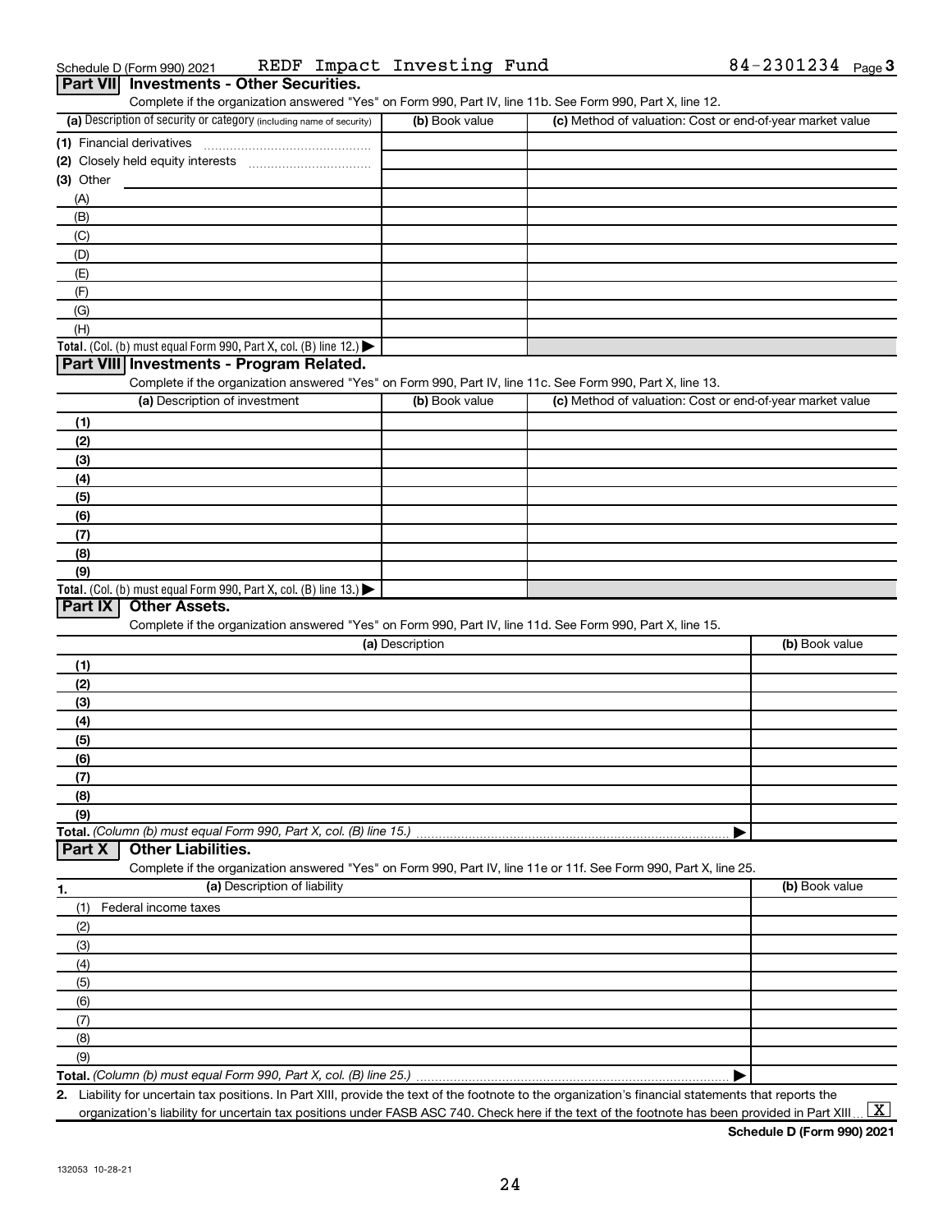Schedule D (Form 990) 2021 REDF Impact Investing Fund 84-2301234 Page 3

## Part VII Investments - Other Securities.

Complete if the organization answered "Yes" on Form 990, Part IV, line 11b. See Form 990, Part X, line 12.

| (a) Description of security or category (including name of security) | (b) Book value | (c) Method of valuation: Cost or end-of-year market value |
|---|---|---|
| (1) Financial derivatives | | |
| (2) Closely held equity interests | | |
| (3) Other | | |
| (A) | | |
| (B) | | |
| (C) | | |
| (D) | | |
| (E) | | |
| (F) | | |
| (G) | | |
| (H) | | |
| **Total.** (Col. (b) must equal Form 990, Part X, col. (B) line 12.) ▶ | | |

## Part VIII Investments - Program Related.

Complete if the organization answered "Yes" on Form 990, Part IV, line 11c. See Form 990, Part X, line 13.

| (a) Description of investment | (b) Book value | (c) Method of valuation: Cost or end-of-year market value |
|---|---|---|
| (1) | | |
| (2) | | |
| (3) | | |
| (4) | | |
| (5) | | |
| (6) | | |
| (7) | | |
| (8) | | |
| (9) | | |
| **Total.** (Col. (b) must equal Form 990, Part X, col. (B) line 13.) ▶ | | |

## Part IX Other Assets.

Complete if the organization answered "Yes" on Form 990, Part IV, line 11d. See Form 990, Part X, line 15.

| (a) Description | (b) Book value |
|---|---|
| (1) | |
| (2) | |
| (3) | |
| (4) | |
| (5) | |
| (6) | |
| (7) | |
| (8) | |
| (9) | |
| **Total.** *(Column (b) must equal Form 990, Part X, col. (B) line 15.)* ▶ | |

## Part X Other Liabilities.

Complete if the organization answered "Yes" on Form 990, Part IV, line 11e or 11f. See Form 990, Part X, line 25.

| 1. (a) Description of liability | (b) Book value |
|---|---|
| (1) Federal income taxes | |
| (2) | |
| (3) | |
| (4) | |
| (5) | |
| (6) | |
| (7) | |
| (8) | |
| (9) | |
| **Total.** *(Column (b) must equal Form 990, Part X, col. (B) line 25.)* ▶ | |

**2.** Liability for uncertain tax positions. In Part XIII, provide the text of the footnote to the organization's financial statements that reports the organization's liability for uncertain tax positions under FASB ASC 740. Check here if the text of the footnote has been provided in Part XIII ... [X]

**Schedule D (Form 990) 2021**

132053 10-28-21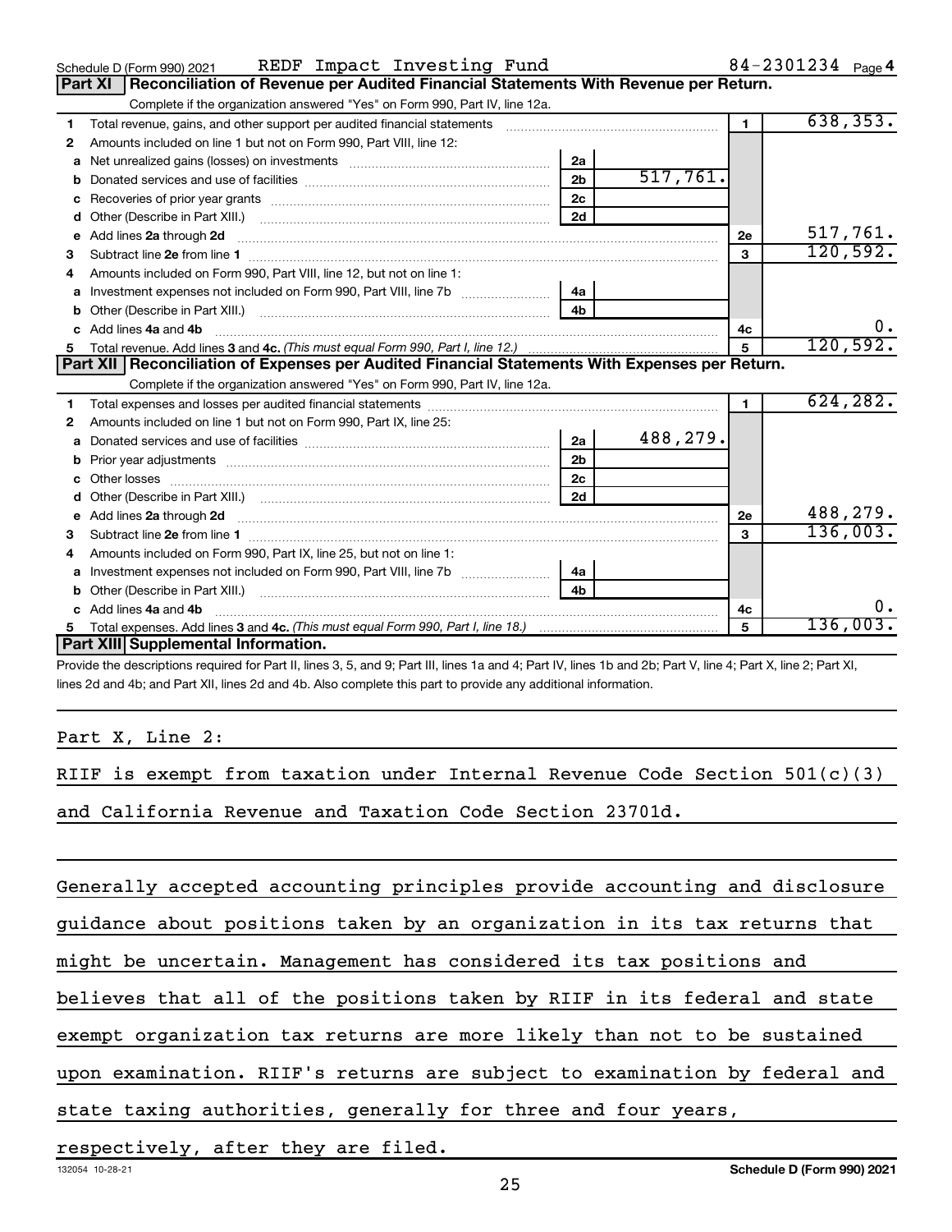Schedule D (Form 990) 2021 REDF Impact Investing Fund 84-2301234 Page 4

**Part XI Reconciliation of Revenue per Audited Financial Statements With Revenue per Return.**

Complete if the organization answered "Yes" on Form 990, Part IV, line 12a.

| | | | | | |
|---|---|---|---|---|---|
| 1 | Total revenue, gains, and other support per audited financial statements | | | 1 | 638,353. |
| 2 | Amounts included on line 1 but not on Form 990, Part VIII, line 12: | | | | |
| a | Net unrealized gains (losses) on investments | 2a | | | |
| b | Donated services and use of facilities | 2b | 517,761. | | |
| c | Recoveries of prior year grants | 2c | | | |
| d | Other (Describe in Part XIII.) | 2d | | | |
| e | Add lines 2a through 2d | | | 2e | 517,761. |
| 3 | Subtract line 2e from line 1 | | | 3 | 120,592. |
| 4 | Amounts included on Form 990, Part VIII, line 12, but not on line 1: | | | | |
| a | Investment expenses not included on Form 990, Part VIII, line 7b | 4a | | | |
| b | Other (Describe in Part XIII.) | 4b | | | |
| c | Add lines 4a and 4b | | | 4c | 0. |
| 5 | Total revenue. Add lines 3 and 4c. *(This must equal Form 990, Part I, line 12.)* | | | 5 | 120,592. |

**Part XII Reconciliation of Expenses per Audited Financial Statements With Expenses per Return.**

Complete if the organization answered "Yes" on Form 990, Part IV, line 12a.

| | | | | | |
|---|---|---|---|---|---|
| 1 | Total expenses and losses per audited financial statements | | | 1 | 624,282. |
| 2 | Amounts included on line 1 but not on Form 990, Part IX, line 25: | | | | |
| a | Donated services and use of facilities | 2a | 488,279. | | |
| b | Prior year adjustments | 2b | | | |
| c | Other losses | 2c | | | |
| d | Other (Describe in Part XIII.) | 2d | | | |
| e | Add lines 2a through 2d | | | 2e | 488,279. |
| 3 | Subtract line 2e from line 1 | | | 3 | 136,003. |
| 4 | Amounts included on Form 990, Part IX, line 25, but not on line 1: | | | | |
| a | Investment expenses not included on Form 990, Part VIII, line 7b | 4a | | | |
| b | Other (Describe in Part XIII.) | 4b | | | |
| c | Add lines 4a and 4b | | | 4c | 0. |
| 5 | Total expenses. Add lines 3 and 4c. *(This must equal Form 990, Part I, line 18.)* | | | 5 | 136,003. |

**Part XIII Supplemental Information.**

Provide the descriptions required for Part II, lines 3, 5, and 9; Part III, lines 1a and 4; Part IV, lines 1b and 2b; Part V, line 4; Part X, line 2; Part XI, lines 2d and 4b; and Part XII, lines 2d and 4b. Also complete this part to provide any additional information.

Part X, Line 2:

RIIF is exempt from taxation under Internal Revenue Code Section 501(c)(3) and California Revenue and Taxation Code Section 23701d.

Generally accepted accounting principles provide accounting and disclosure guidance about positions taken by an organization in its tax returns that might be uncertain. Management has considered its tax positions and believes that all of the positions taken by RIIF in its federal and state exempt organization tax returns are more likely than not to be sustained upon examination. RIIF's returns are subject to examination by federal and state taxing authorities, generally for three and four years, respectively, after they are filed.

132054 10-28-21 **Schedule D (Form 990) 2021**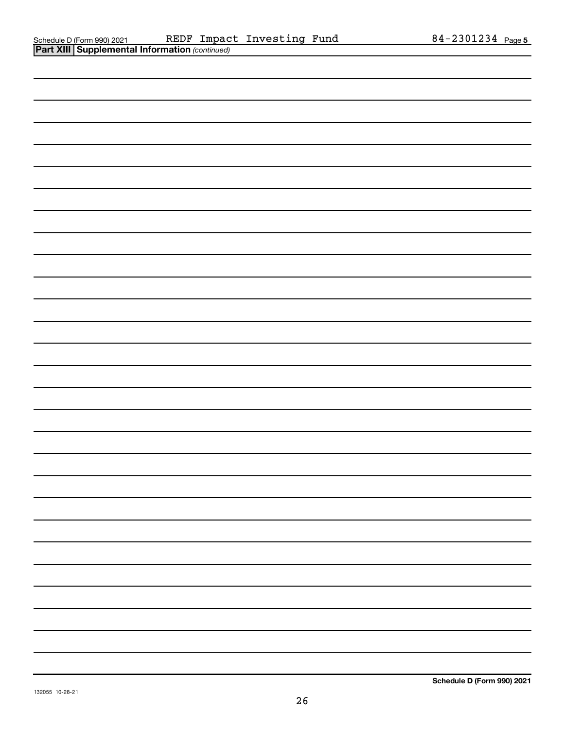Schedule D (Form 990) 2021 REDF Impact Investing Fund 84-2301234 Page **5**

**Part XIII | Supplemental Information** *(continued)*

**Schedule D (Form 990) 2021**

132055 10-28-21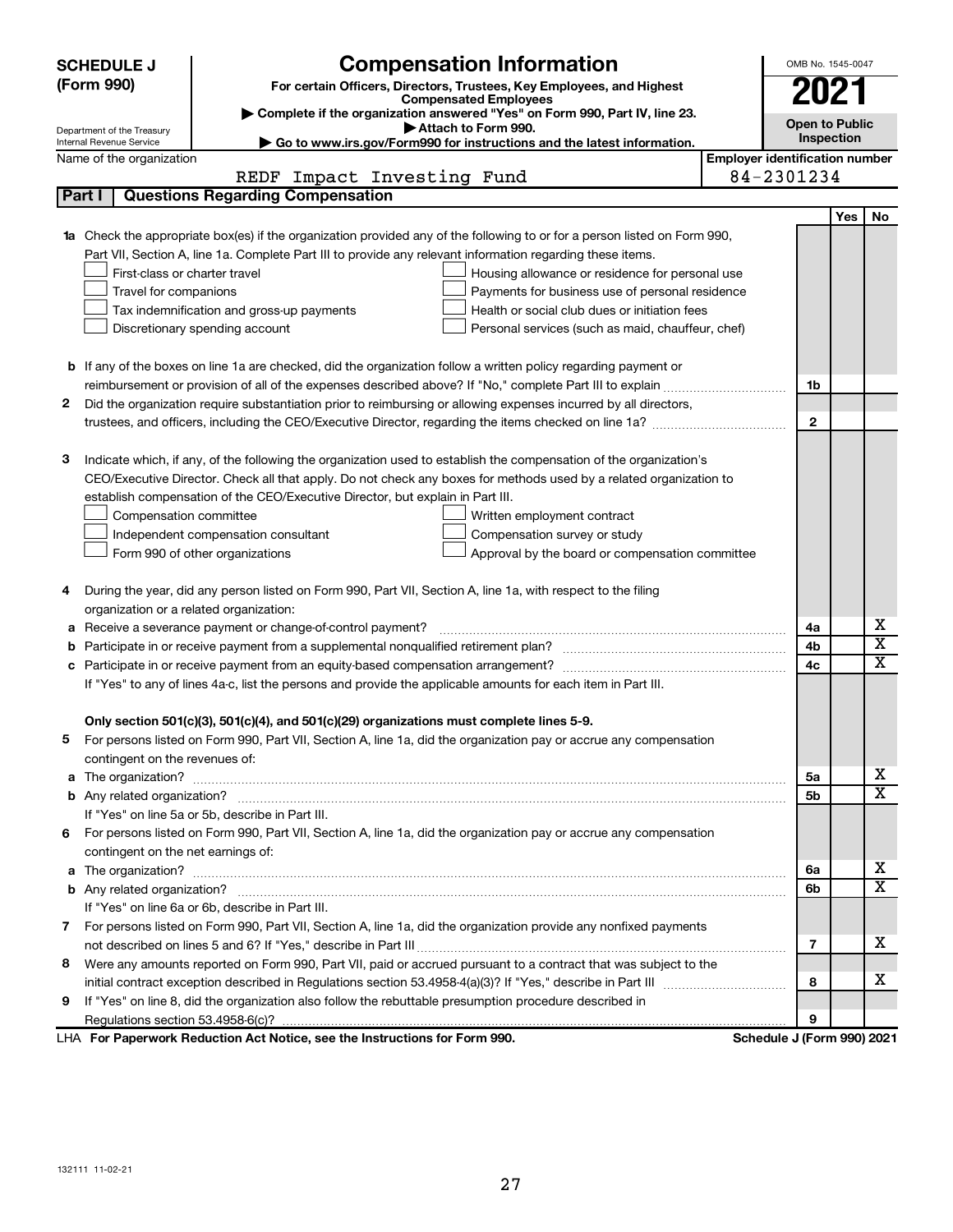**SCHEDULE J (Form 990)**

Department of the Treasury
Internal Revenue Service

# Compensation Information

**For certain Officers, Directors, Trustees, Key Employees, and Highest Compensated Employees**

▶ Complete if the organization answered "Yes" on Form 990, Part IV, line 23.
▶ Attach to Form 990.
▶ Go to www.irs.gov/Form990 for instructions and the latest information.

OMB No. 1545-0047

**2021**

**Open to Public Inspection**

Name of the organization: REDF Impact Investing Fund

Employer identification number: 84-2301234

## Part I | Questions Regarding Compensation

| | | | Yes | No |
|---|---|---|---|---|
| **1a** | Check the appropriate box(es) if the organization provided any of the following to or for a person listed on Form 990, Part VII, Section A, line 1a. Complete Part III to provide any relevant information regarding these items. <br> ☐ First-class or charter travel ☐ Housing allowance or residence for personal use <br> ☐ Travel for companions ☐ Payments for business use of personal residence <br> ☐ Tax indemnification and gross-up payments ☐ Health or social club dues or initiation fees <br> ☐ Discretionary spending account ☐ Personal services (such as maid, chauffeur, chef) | | | |
| **b** | If any of the boxes on line 1a are checked, did the organization follow a written policy regarding payment or reimbursement or provision of all of the expenses described above? If "No," complete Part III to explain | 1b | | |
| **2** | Did the organization require substantiation prior to reimbursing or allowing expenses incurred by all directors, trustees, and officers, including the CEO/Executive Director, regarding the items checked on line 1a? | 2 | | |
| **3** | Indicate which, if any, of the following the organization used to establish the compensation of the organization's CEO/Executive Director. Check all that apply. Do not check any boxes for methods used by a related organization to establish compensation of the CEO/Executive Director, but explain in Part III. <br> ☐ Compensation committee ☐ Written employment contract <br> ☐ Independent compensation consultant ☐ Compensation survey or study <br> ☐ Form 990 of other organizations ☐ Approval by the board or compensation committee | | | |
| **4** | During the year, did any person listed on Form 990, Part VII, Section A, line 1a, with respect to the filing organization or a related organization: | | | |
| **a** | Receive a severance payment or change-of-control payment? | 4a | | X |
| **b** | Participate in or receive payment from a supplemental nonqualified retirement plan? | 4b | | X |
| **c** | Participate in or receive payment from an equity-based compensation arrangement? | 4c | | X |
| | If "Yes" to any of lines 4a-c, list the persons and provide the applicable amounts for each item in Part III. | | | |
| | **Only section 501(c)(3), 501(c)(4), and 501(c)(29) organizations must complete lines 5-9.** | | | |
| **5** | For persons listed on Form 990, Part VII, Section A, line 1a, did the organization pay or accrue any compensation contingent on the revenues of: | | | |
| **a** | The organization? | 5a | | X |
| **b** | Any related organization? | 5b | | X |
| | If "Yes" on line 5a or 5b, describe in Part III. | | | |
| **6** | For persons listed on Form 990, Part VII, Section A, line 1a, did the organization pay or accrue any compensation contingent on the net earnings of: | | | |
| **a** | The organization? | 6a | | X |
| **b** | Any related organization? | 6b | | X |
| | If "Yes" on line 6a or 6b, describe in Part III. | | | |
| **7** | For persons listed on Form 990, Part VII, Section A, line 1a, did the organization provide any nonfixed payments not described on lines 5 and 6? If "Yes," describe in Part III | 7 | | X |
| **8** | Were any amounts reported on Form 990, Part VII, paid or accrued pursuant to a contract that was subject to the initial contract exception described in Regulations section 53.4958-4(a)(3)? If "Yes," describe in Part III | 8 | | X |
| **9** | If "Yes" on line 8, did the organization also follow the rebuttable presumption procedure described in Regulations section 53.4958-6(c)? | 9 | | |

LHA **For Paperwork Reduction Act Notice, see the Instructions for Form 990.** **Schedule J (Form 990) 2021**

132111 11-02-21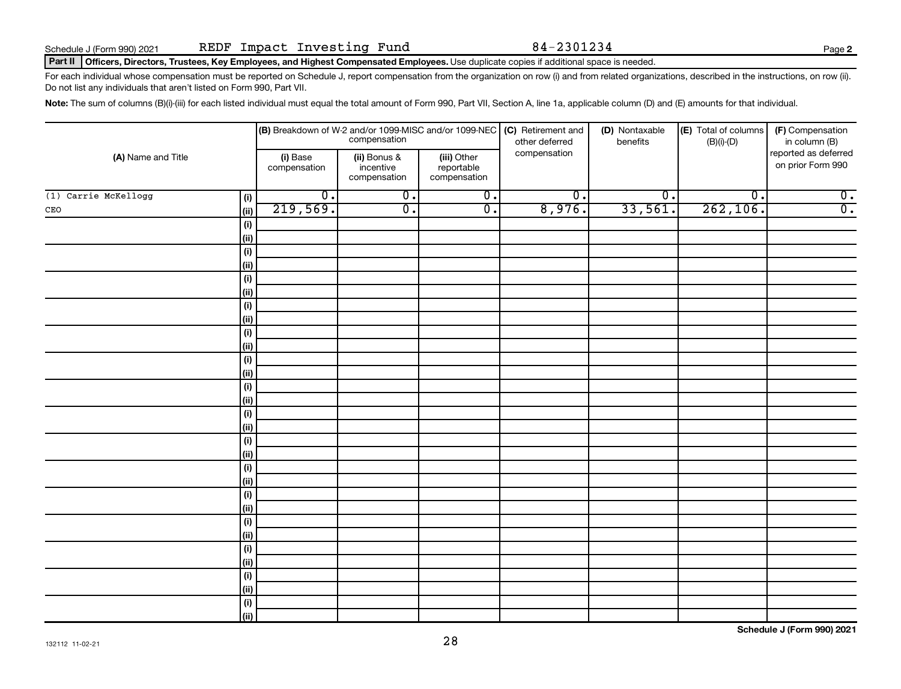Schedule J (Form 990) 2021 REDF Impact Investing Fund 84-2301234

## Part II Officers, Directors, Trustees, Key Employees, and Highest Compensated Employees. Use duplicate copies if additional space is needed.

For each individual whose compensation must be reported on Schedule J, report compensation from the organization on row (i) and from related organizations, described in the instructions, on row (ii). Do not list any individuals that aren't listed on Form 990, Part VII.

**Note:** The sum of columns (B)(i)-(iii) for each listed individual must equal the total amount of Form 990, Part VII, Section A, line 1a, applicable column (D) and (E) amounts for that individual.

| (A) Name and Title | | (B) Breakdown of W-2 and/or 1099-MISC and/or 1099-NEC compensation | | | (C) Retirement and other deferred compensation | (D) Nontaxable benefits | (E) Total of columns (B)(i)-(D) | (F) Compensation in column (B) reported as deferred on prior Form 990 |
|---|---|---|---|---|---|---|---|---|
| | | (i) Base compensation | (ii) Bonus & incentive compensation | (iii) Other reportable compensation | | | | |
| (1) Carrie McKellogg | (i) | 0. | 0. | 0. | 0. | 0. | 0. | 0. |
| CEO | (ii) | 219,569. | 0. | 0. | 8,976. | 33,561. | 262,106. | 0. |
| | (i) | | | | | | | |
| | (ii) | | | | | | | |
| | (i) | | | | | | | |
| | (ii) | | | | | | | |
| | (i) | | | | | | | |
| | (ii) | | | | | | | |
| | (i) | | | | | | | |
| | (ii) | | | | | | | |
| | (i) | | | | | | | |
| | (ii) | | | | | | | |
| | (i) | | | | | | | |
| | (ii) | | | | | | | |
| | (i) | | | | | | | |
| | (ii) | | | | | | | |
| | (i) | | | | | | | |
| | (ii) | | | | | | | |
| | (i) | | | | | | | |
| | (ii) | | | | | | | |
| | (i) | | | | | | | |
| | (ii) | | | | | | | |
| | (i) | | | | | | | |
| | (ii) | | | | | | | |
| | (i) | | | | | | | |
| | (ii) | | | | | | | |
| | (i) | | | | | | | |
| | (ii) | | | | | | | |
| | (i) | | | | | | | |
| | (ii) | | | | | | | |
| | (i) | | | | | | | |
| | (ii) | | | | | | | |

Schedule J (Form 990) 2021

132112 11-02-21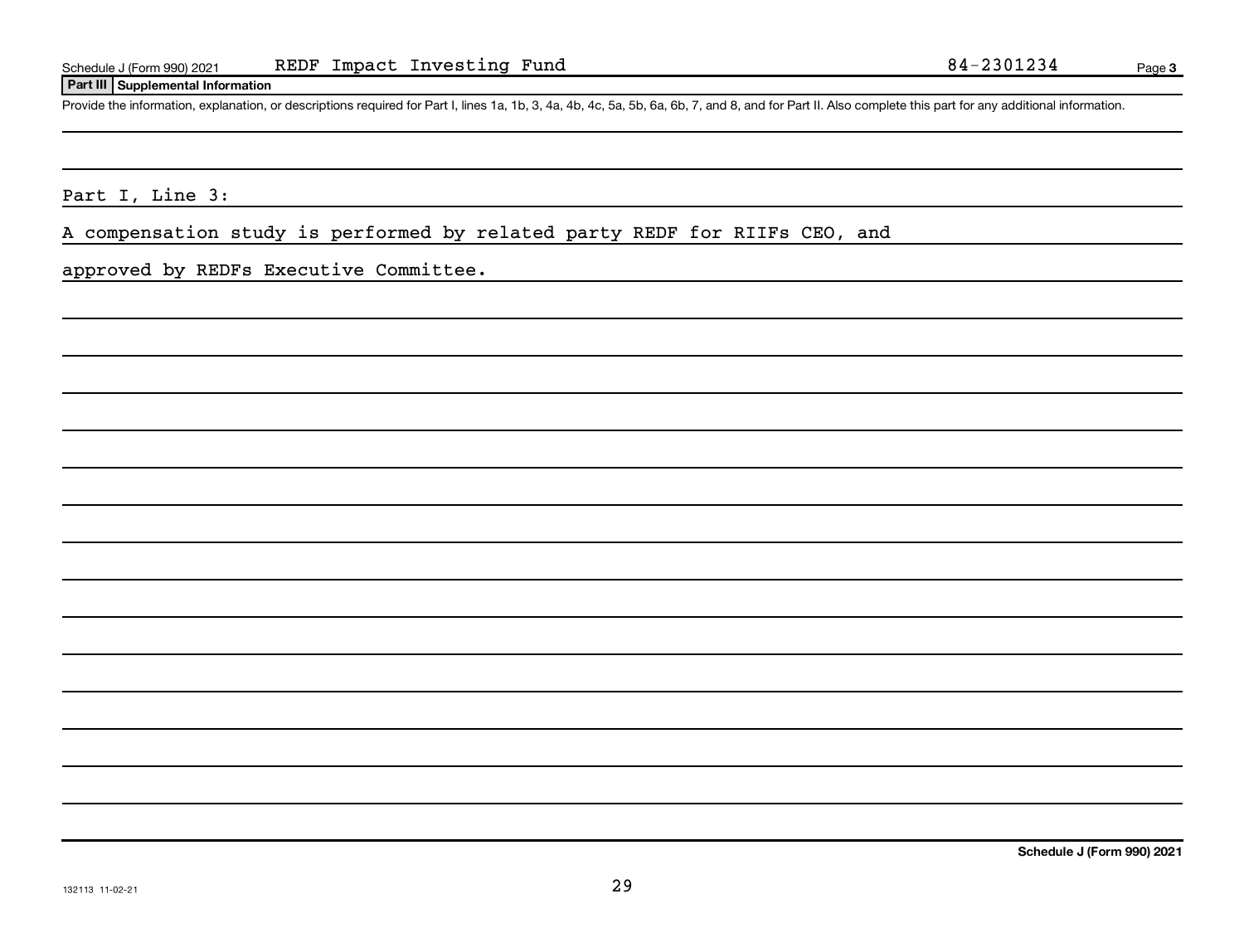Schedule J (Form 990) 2021 REDF Impact Investing Fund 84-2301234

**Part III Supplemental Information**

Provide the information, explanation, or descriptions required for Part I, lines 1a, 1b, 3, 4a, 4b, 4c, 5a, 5b, 6a, 6b, 7, and 8, and for Part II. Also complete this part for any additional information.

Part I, Line 3:

A compensation study is performed by related party REDF for RIIFs CEO, and approved by REDFs Executive Committee.

**Schedule J (Form 990) 2021**

132113 11-02-21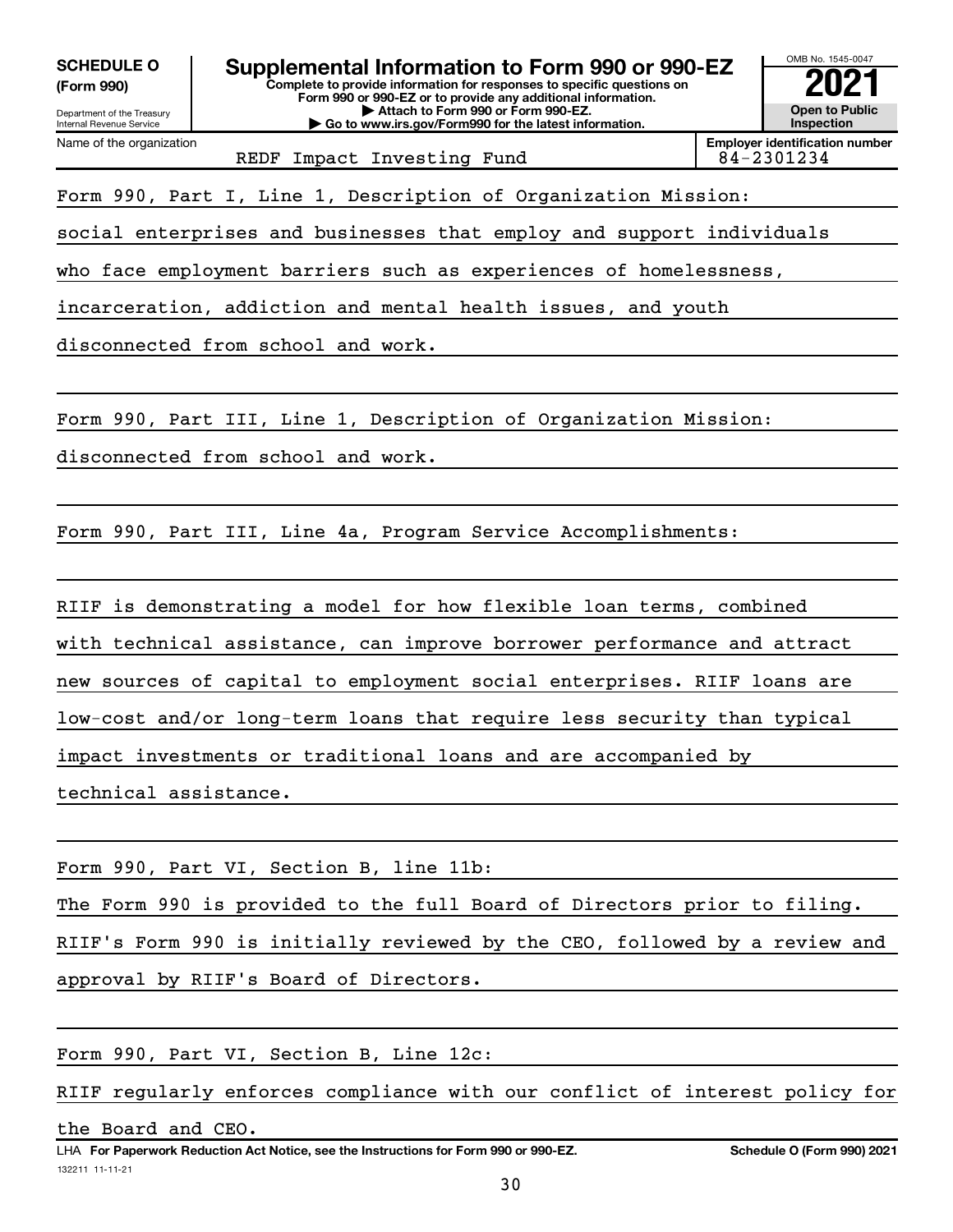**SCHEDULE O (Form 990)**

Department of the Treasury
Internal Revenue Service

# Supplemental Information to Form 990 or 990-EZ

**Complete to provide information for responses to specific questions on Form 990 or 990-EZ or to provide any additional information.**
**▶ Attach to Form 990 or Form 990-EZ.**
**▶ Go to www.irs.gov/Form990 for the latest information.**

OMB No. 1545-0047

**2021**

**Open to Public Inspection**

| Name of the organization | Employer identification number |
|---|---|
| REDF Impact Investing Fund | 84-2301234 |

Form 990, Part I, Line 1, Description of Organization Mission:

social enterprises and businesses that employ and support individuals who face employment barriers such as experiences of homelessness, incarceration, addiction and mental health issues, and youth disconnected from school and work.

Form 990, Part III, Line 1, Description of Organization Mission:

disconnected from school and work.

Form 990, Part III, Line 4a, Program Service Accomplishments:

RIIF is demonstrating a model for how flexible loan terms, combined with technical assistance, can improve borrower performance and attract new sources of capital to employment social enterprises. RIIF loans are low-cost and/or long-term loans that require less security than typical impact investments or traditional loans and are accompanied by technical assistance.

Form 990, Part VI, Section B, line 11b:

The Form 990 is provided to the full Board of Directors prior to filing. RIIF's Form 990 is initially reviewed by the CEO, followed by a review and approval by RIIF's Board of Directors.

Form 990, Part VI, Section B, Line 12c:

RIIF regularly enforces compliance with our conflict of interest policy for the Board and CEO.

LHA **For Paperwork Reduction Act Notice, see the Instructions for Form 990 or 990-EZ.** **Schedule O (Form 990) 2021**

132211 11-11-21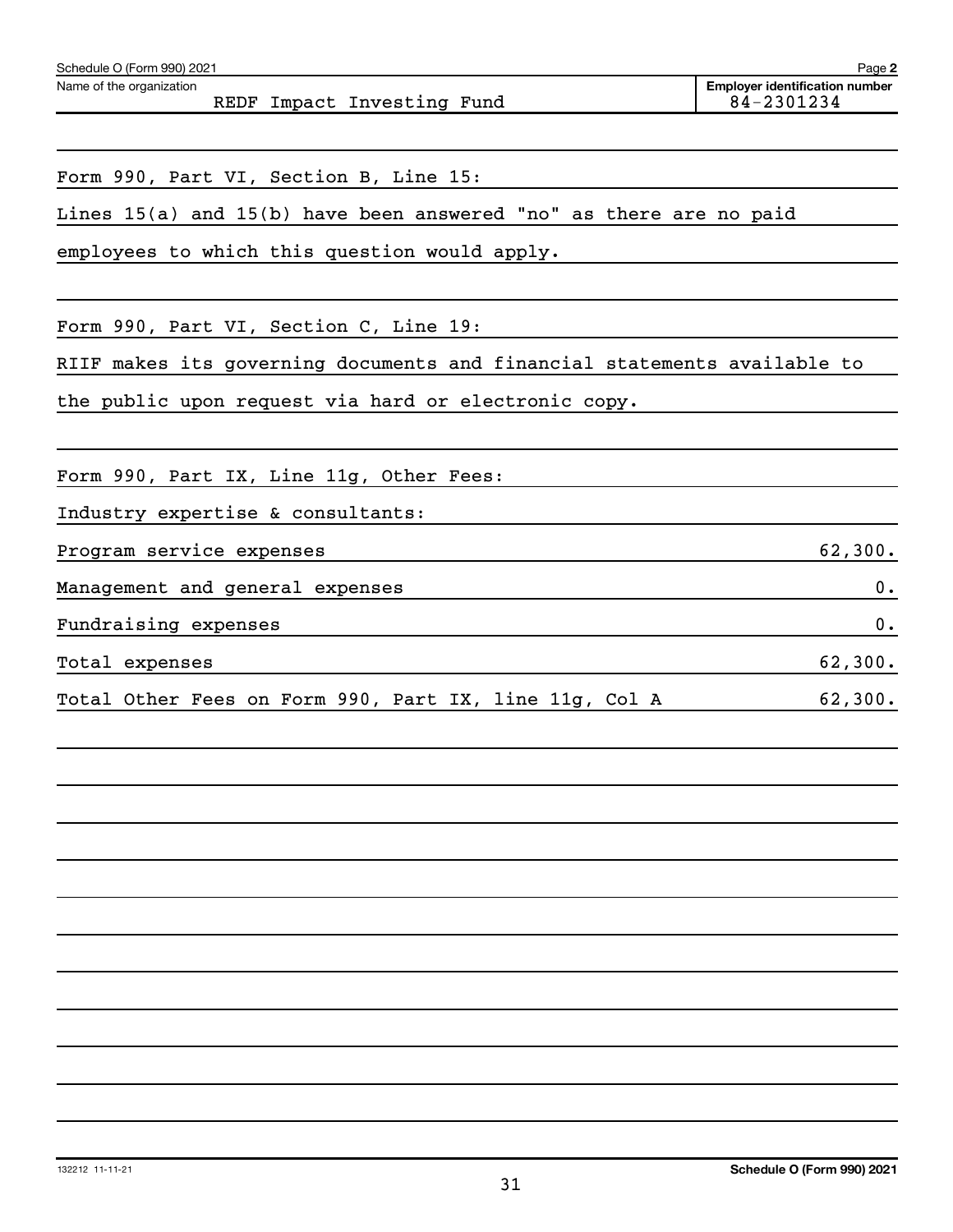Schedule O (Form 990) 2021

Name of the organization: REDF Impact Investing Fund

Employer identification number: 84-2301234

Form 990, Part VI, Section B, Line 15:

Lines 15(a) and 15(b) have been answered "no" as there are no paid employees to which this question would apply.

Form 990, Part VI, Section C, Line 19:

RIIF makes its governing documents and financial statements available to the public upon request via hard or electronic copy.

Form 990, Part IX, Line 11g, Other Fees:

Industry expertise & consultants:

| | |
|---|---|
| Program service expenses | 62,300. |
| Management and general expenses | 0. |
| Fundraising expenses | 0. |
| Total expenses | 62,300. |
| Total Other Fees on Form 990, Part IX, line 11g, Col A | 62,300. |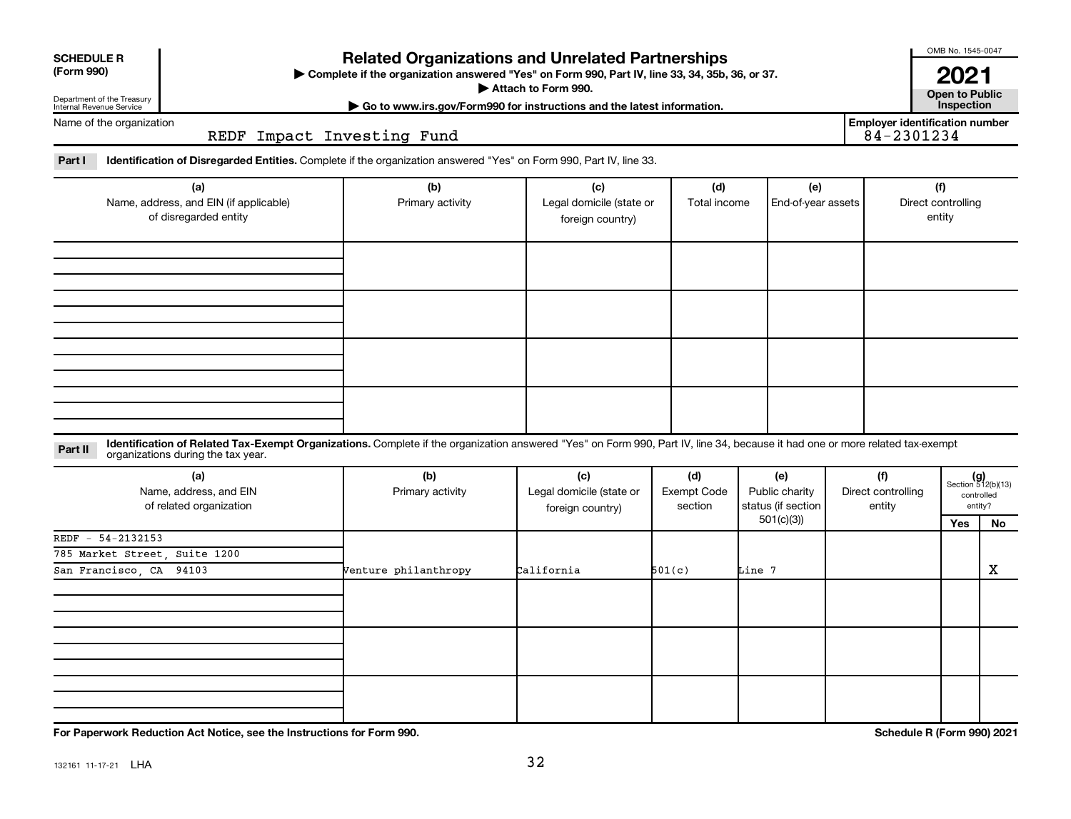**SCHEDULE R (Form 990)**

Department of the Treasury
Internal Revenue Service

# Related Organizations and Unrelated Partnerships

▶ Complete if the organization answered "Yes" on Form 990, Part IV, line 33, 34, 35b, 36, or 37.
▶ Attach to Form 990.
▶ Go to www.irs.gov/Form990 for instructions and the latest information.

OMB No. 1545-0047

**2021**

**Open to Public Inspection**

Name of the organization: REDF Impact Investing Fund

Employer identification number: 84-2301234

**Part I** **Identification of Disregarded Entities.** Complete if the organization answered "Yes" on Form 990, Part IV, line 33.

| (a) Name, address, and EIN (if applicable) of disregarded entity | (b) Primary activity | (c) Legal domicile (state or foreign country) | (d) Total income | (e) End-of-year assets | (f) Direct controlling entity |
|---|---|---|---|---|---|
| | | | | | |
| | | | | | |
| | | | | | |
| | | | | | |

**Part II** **Identification of Related Tax-Exempt Organizations.** Complete if the organization answered "Yes" on Form 990, Part IV, line 34, because it had one or more related tax-exempt organizations during the tax year.

| (a) Name, address, and EIN of related organization | (b) Primary activity | (c) Legal domicile (state or foreign country) | (d) Exempt Code section | (e) Public charity status (if section 501(c)(3)) | (f) Direct controlling entity | (g) Section 512(b)(13) controlled entity? Yes | No |
|---|---|---|---|---|---|---|---|
| REDF - 54-2132153<br>785 Market Street, Suite 1200<br>San Francisco, CA 94103 | Venture philanthropy | California | 501(c) | Line 7 | | | X |
| | | | | | | | |
| | | | | | | | |
| | | | | | | | |

**For Paperwork Reduction Act Notice, see the Instructions for Form 990.**

**Schedule R (Form 990) 2021**

132161 11-17-21 LHA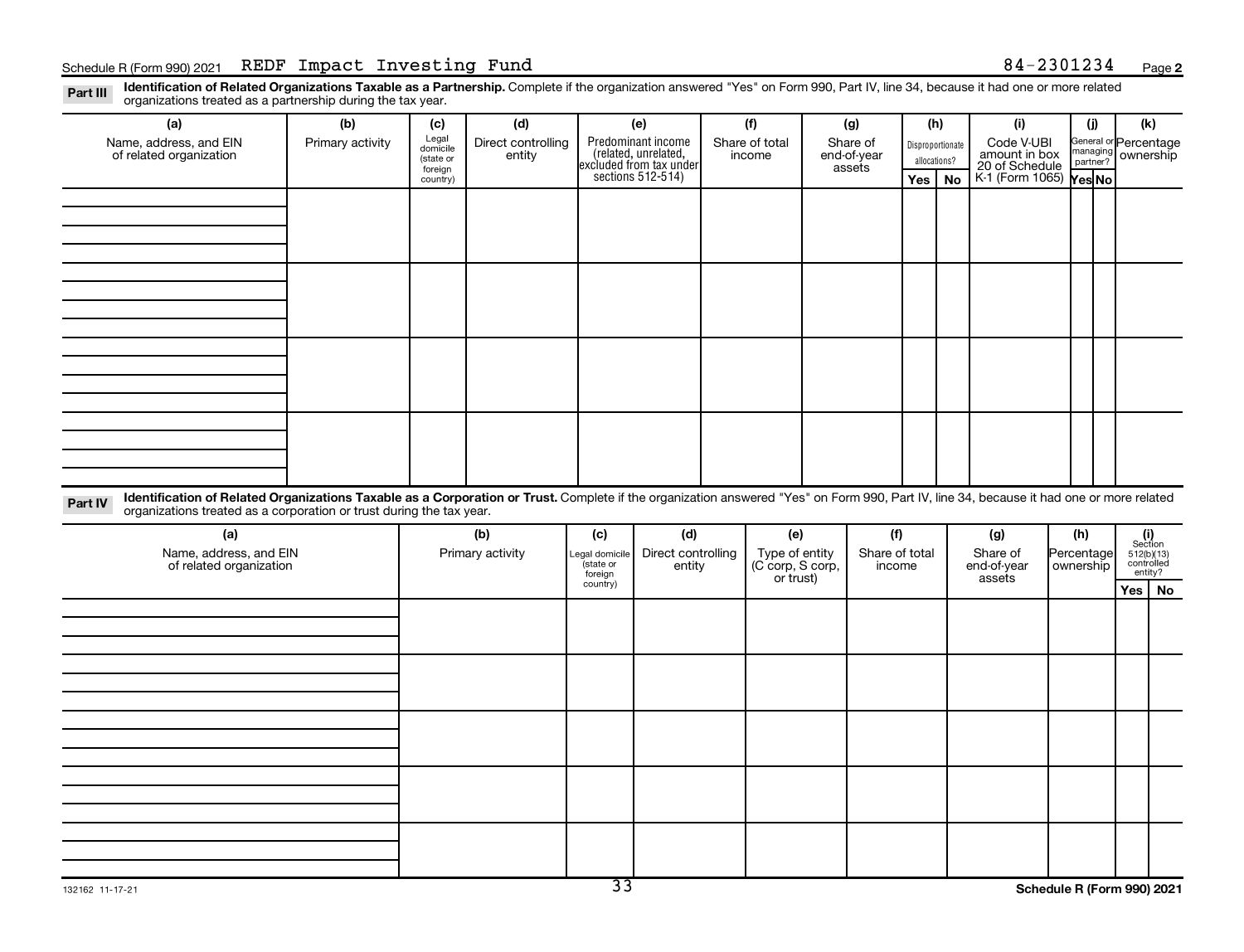Schedule R (Form 990) 2021 REDF Impact Investing Fund 84-2301234 Page 2

**Part III** **Identification of Related Organizations Taxable as a Partnership.** Complete if the organization answered "Yes" on Form 990, Part IV, line 34, because it had one or more related organizations treated as a partnership during the tax year.

| (a) Name, address, and EIN of related organization | (b) Primary activity | (c) Legal domicile (state or foreign country) | (d) Direct controlling entity | (e) Predominant income (related, unrelated, excluded from tax under sections 512-514) | (f) Share of total income | (g) Share of end-of-year assets | (h) Disproportionate allocations? Yes | (h) No | (i) Code V-UBI amount in box 20 of Schedule K-1 (Form 1065) | (j) General or managing partner? Yes | (j) No | (k) Percentage ownership |
|---|---|---|---|---|---|---|---|---|---|---|---|---|
| | | | | | | | | | | | | |
| | | | | | | | | | | | | |
| | | | | | | | | | | | | |
| | | | | | | | | | | | | |

**Part IV** **Identification of Related Organizations Taxable as a Corporation or Trust.** Complete if the organization answered "Yes" on Form 990, Part IV, line 34, because it had one or more related organizations treated as a corporation or trust during the tax year.

| (a) Name, address, and EIN of related organization | (b) Primary activity | (c) Legal domicile (state or foreign country) | (d) Direct controlling entity | (e) Type of entity (C corp, S corp, or trust) | (f) Share of total income | (g) Share of end-of-year assets | (h) Percentage ownership | (i) Section 512(b)(13) controlled entity? Yes | (i) No |
|---|---|---|---|---|---|---|---|---|---|
| | | | | | | | | | |
| | | | | | | | | | |
| | | | | | | | | | |
| | | | | | | | | | |
| | | | | | | | | | |

132162 11-17-21 Schedule R (Form 990) 2021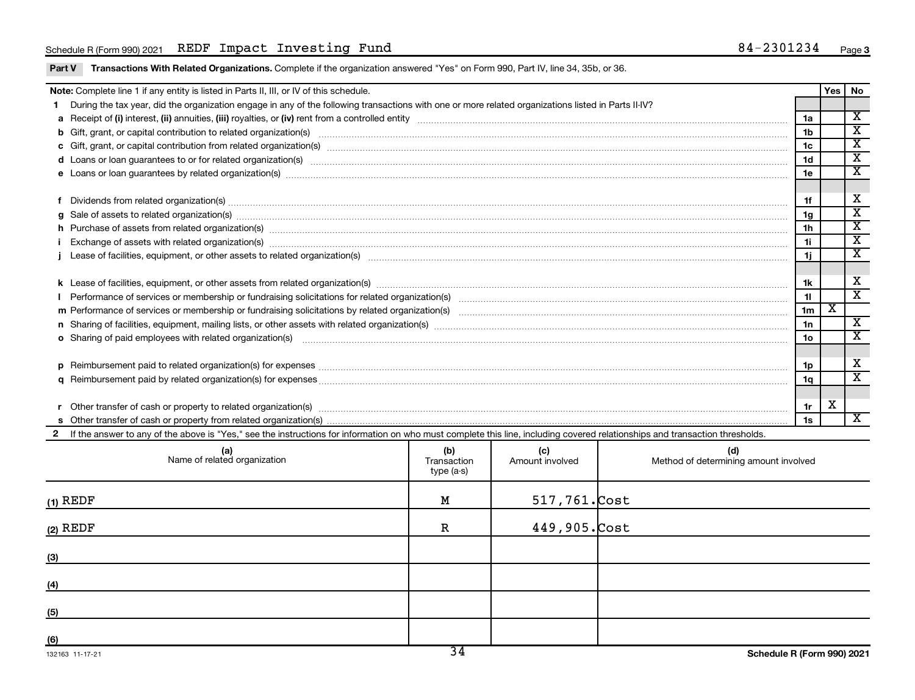Schedule R (Form 990) 2021 REDF Impact Investing Fund 84-2301234 Page 3

**Part V Transactions With Related Organizations.** Complete if the organization answered "Yes" on Form 990, Part IV, line 34, 35b, or 36.

| **Note:** Complete line 1 if any entity is listed in Parts II, III, or IV of this schedule. | | Yes | No |
|---|---|---|---|
| **1** During the tax year, did the organization engage in any of the following transactions with one or more related organizations listed in Parts II-IV? | | | |
| **a** Receipt of **(i)** interest, **(ii)** annuities, **(iii)** royalties, or **(iv)** rent from a controlled entity | 1a | | X |
| **b** Gift, grant, or capital contribution to related organization(s) | 1b | | X |
| **c** Gift, grant, or capital contribution from related organization(s) | 1c | | X |
| **d** Loans or loan guarantees to or for related organization(s) | 1d | | X |
| **e** Loans or loan guarantees by related organization(s) | 1e | | X |
| **f** Dividends from related organization(s) | 1f | | X |
| **g** Sale of assets to related organization(s) | 1g | | X |
| **h** Purchase of assets from related organization(s) | 1h | | X |
| **i** Exchange of assets with related organization(s) | 1i | | X |
| **j** Lease of facilities, equipment, or other assets to related organization(s) | 1j | | X |
| **k** Lease of facilities, equipment, or other assets from related organization(s) | 1k | | X |
| **l** Performance of services or membership or fundraising solicitations for related organization(s) | 1l | | X |
| **m** Performance of services or membership or fundraising solicitations by related organization(s) | 1m | X | |
| **n** Sharing of facilities, equipment, mailing lists, or other assets with related organization(s) | 1n | | X |
| **o** Sharing of paid employees with related organization(s) | 1o | | X |
| **p** Reimbursement paid to related organization(s) for expenses | 1p | | X |
| **q** Reimbursement paid by related organization(s) for expenses | 1q | | X |
| **r** Other transfer of cash or property to related organization(s) | 1r | X | |
| **s** Other transfer of cash or property from related organization(s) | 1s | | X |

**2** If the answer to any of the above is "Yes," see the instructions for information on who must complete this line, including covered relationships and transaction thresholds.

| | (a) Name of related organization | (b) Transaction type (a-s) | (c) Amount involved | (d) Method of determining amount involved |
|---|---|---|---|---|
| (1) | REDF | M | 517,761. | Cost |
| (2) | REDF | R | 449,905. | Cost |
| (3) | | | | |
| (4) | | | | |
| (5) | | | | |
| (6) | | | | |

132163 11-17-21 Schedule R (Form 990) 2021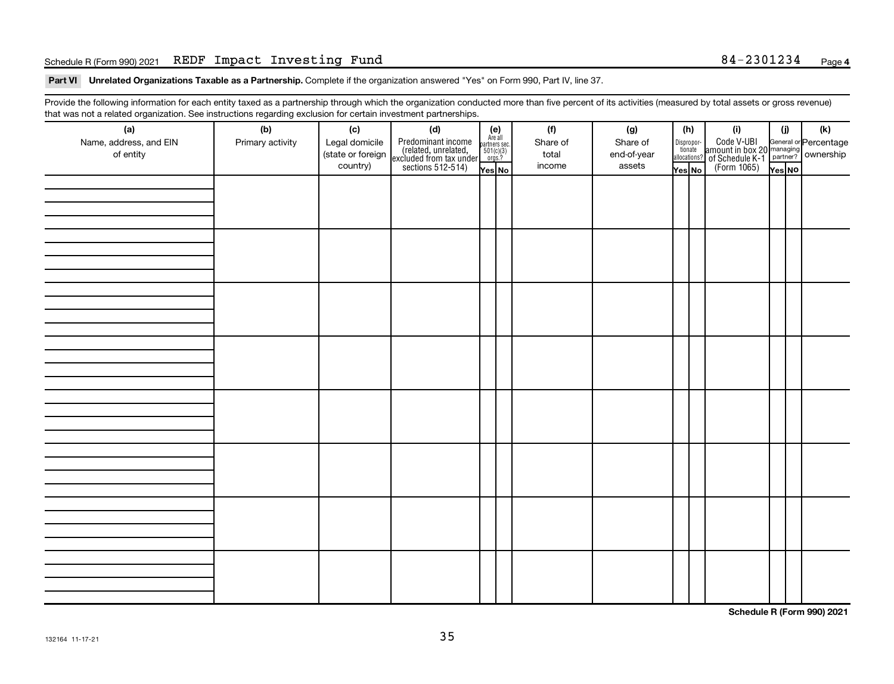Schedule R (Form 990) 2021 REDF Impact Investing Fund 84-2301234 Page **4**

**Part VI Unrelated Organizations Taxable as a Partnership.** Complete if the organization answered "Yes" on Form 990, Part IV, line 37.

Provide the following information for each entity taxed as a partnership through which the organization conducted more than five percent of its activities (measured by total assets or gross revenue) that was not a related organization. See instructions regarding exclusion for certain investment partnerships.

| (a) Name, address, and EIN of entity | (b) Primary activity | (c) Legal domicile (state or foreign country) | (d) Predominant income (related, unrelated, excluded from tax under sections 512-514) | (e) Are all partners sec. 501(c)(3) orgs.? Yes | No | (f) Share of total income | (g) Share of end-of-year assets | (h) Dispropor-tionate allocations? Yes | No | (i) Code V-UBI amount in box 20 of Schedule K-1 (Form 1065) | (j) General or managing partner? Yes | No | (k) Percentage ownership |
|---|---|---|---|---|---|---|---|---|---|---|---|---|---|
| | | | | | | | | | | | | | |
| | | | | | | | | | | | | | |
| | | | | | | | | | | | | | |
| | | | | | | | | | | | | | |
| | | | | | | | | | | | | | |
| | | | | | | | | | | | | | |
| | | | | | | | | | | | | | |
| | | | | | | | | | | | | | |

**Schedule R (Form 990) 2021**

132164 11-17-21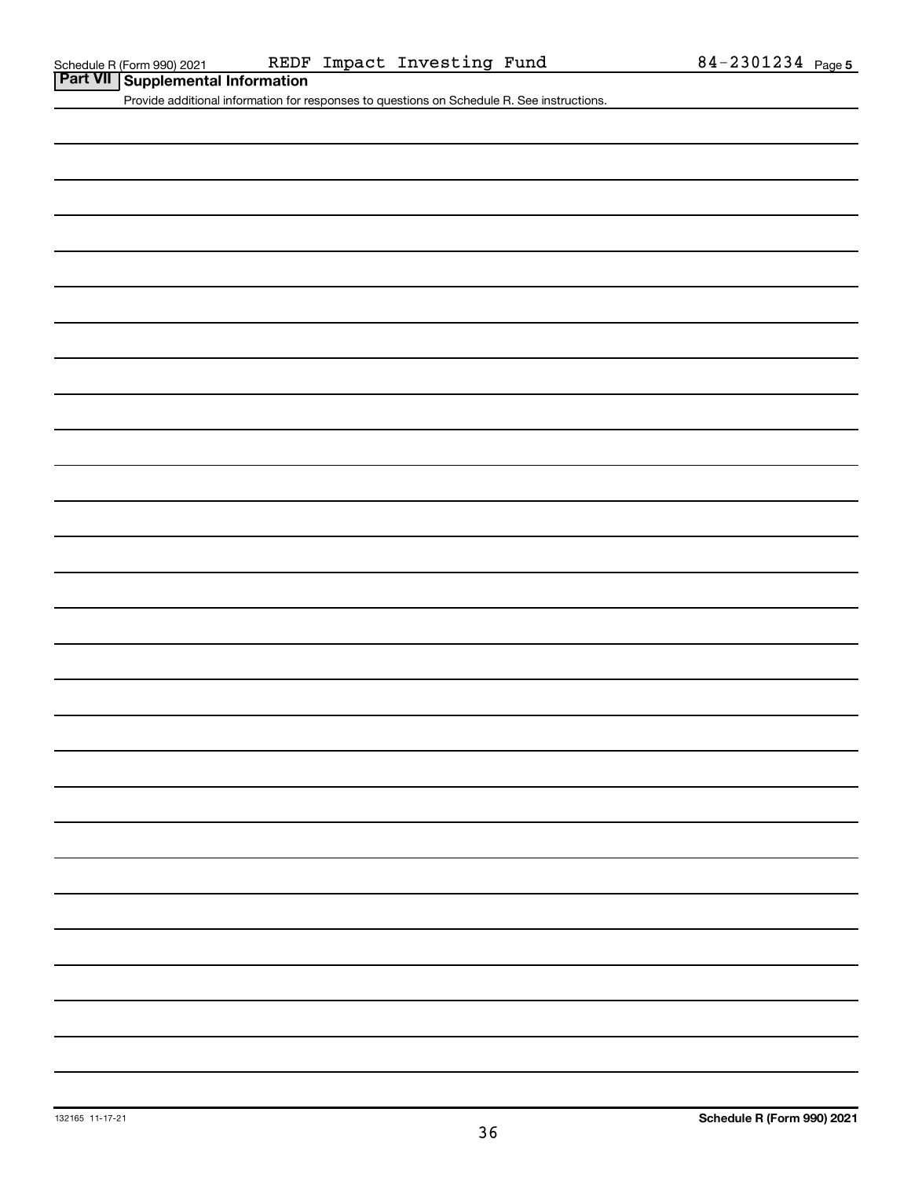Schedule R (Form 990) 2021 REDF Impact Investing Fund 84-2301234 Page 5

## Part VII Supplemental Information

Provide additional information for responses to questions on Schedule R. See instructions.

132165 11-17-21

**Schedule R (Form 990) 2021**